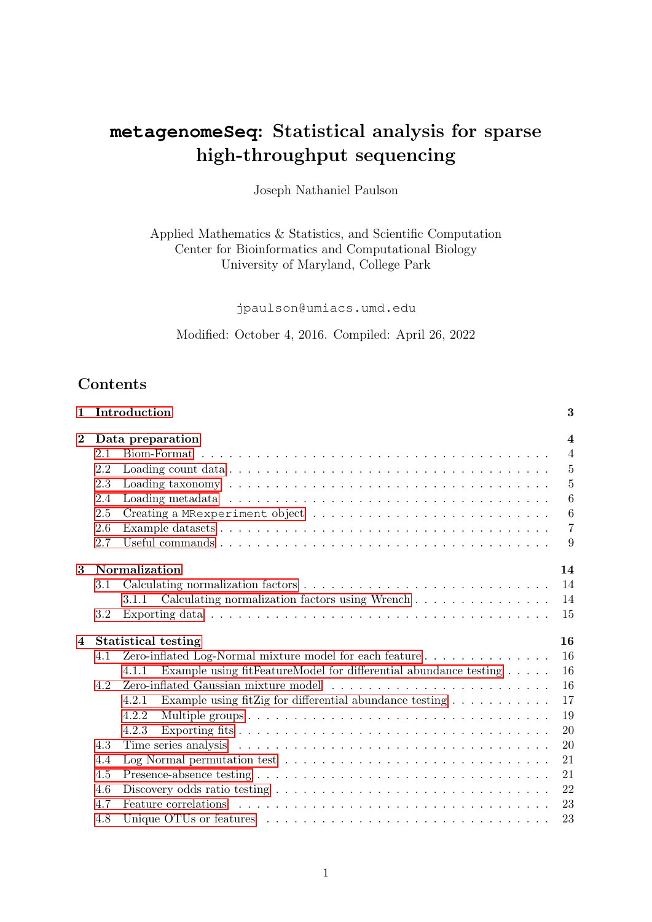# `metagenomeSeq`: Statistical analysis for sparse high-throughput sequencing

Joseph Nathaniel Paulson

Applied Mathematics & Statistics, and Scientific Computation
Center for Bioinformatics and Computational Biology
University of Maryland, College Park

`jpaulson@umiacs.umd.edu`

Modified: October 4, 2016. Compiled: April 26, 2022

## Contents

**1 Introduction** . . . **3**

**2 Data preparation** . . . **4**

- 2.1 Biom-Format . . . 4
- 2.2 Loading count data . . . 5
- 2.3 Loading taxonomy . . . 5
- 2.4 Loading metadata . . . 6
- 2.5 Creating a `MRexperiment` object . . . 6
- 2.6 Example datasets . . . 7
- 2.7 Useful commands . . . 9

**3 Normalization** . . . **14**

- 3.1 Calculating normalization factors . . . 14
  - 3.1.1 Calculating normalization factors using Wrench . . . 14
- 3.2 Exporting data . . . 15

**4 Statistical testing** . . . **16**

- 4.1 Zero-inflated Log-Normal mixture model for each feature . . . 16
  - 4.1.1 Example using fitFeatureModel for differential abundance testing . . . 16
- 4.2 Zero-inflated Gaussian mixture model . . . 16
  - 4.2.1 Example using fitZig for differential abundance testing . . . 17
  - 4.2.2 Multiple groups . . . 19
  - 4.2.3 Exporting fits . . . 20
- 4.3 Time series analysis . . . 20
- 4.4 Log Normal permutation test . . . 21
- 4.5 Presence-absence testing . . . 21
- 4.6 Discovery odds ratio testing . . . 22
- 4.7 Feature correlations . . . 23
- 4.8 Unique OTUs or features . . . 23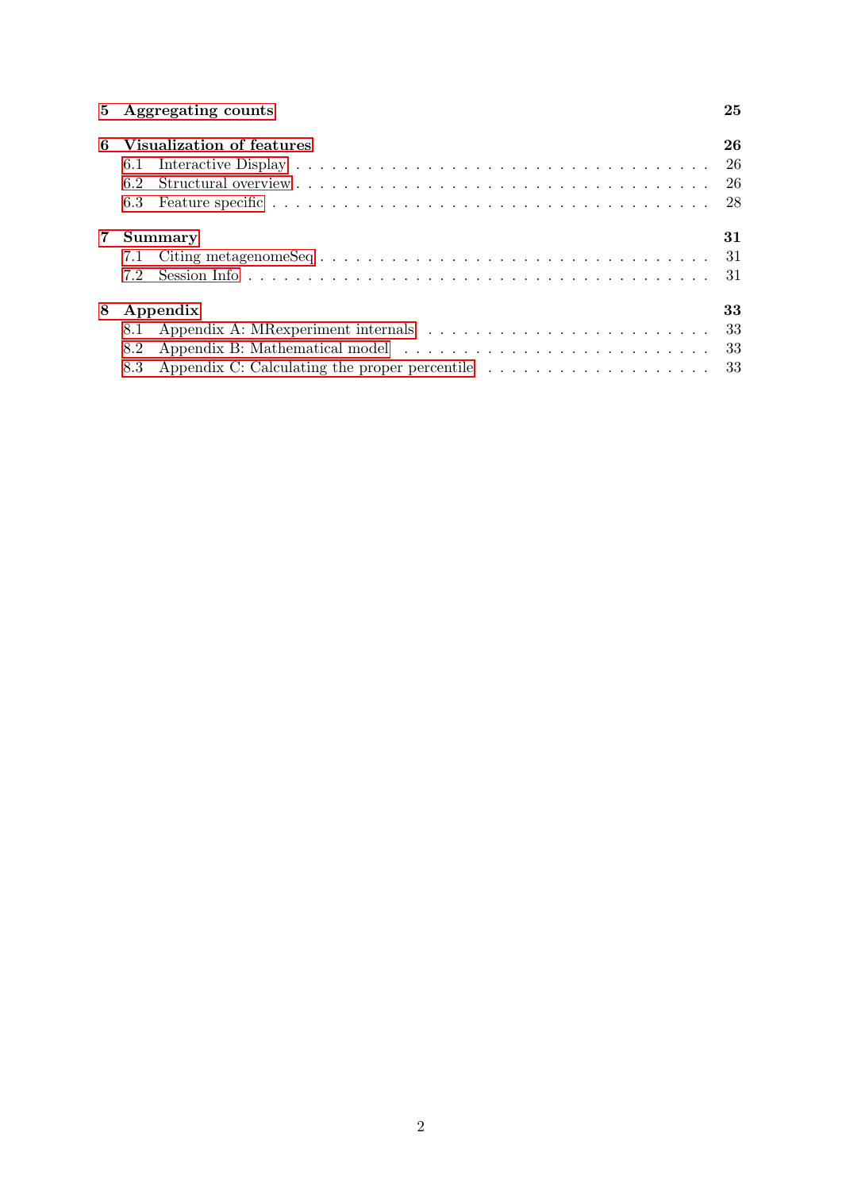5 Aggregating counts 25

6 Visualization of features 26
 6.1 Interactive Display . . . . . . . . . . . . . . . . . . . . . . . . . . . . . . . . . 26
 6.2 Structural overview . . . . . . . . . . . . . . . . . . . . . . . . . . . . . . . . . 26
 6.3 Feature specific . . . . . . . . . . . . . . . . . . . . . . . . . . . . . . . . . . . 28

7 Summary 31
 7.1 Citing metagenomeSeq . . . . . . . . . . . . . . . . . . . . . . . . . . . . . . . 31
 7.2 Session Info . . . . . . . . . . . . . . . . . . . . . . . . . . . . . . . . . . . . 31

8 Appendix 33
 8.1 Appendix A: MRexperiment internals . . . . . . . . . . . . . . . . . . . . . . . 33
 8.2 Appendix B: Mathematical model . . . . . . . . . . . . . . . . . . . . . . . . . 33
 8.3 Appendix C: Calculating the proper percentile . . . . . . . . . . . . . . . . . . 33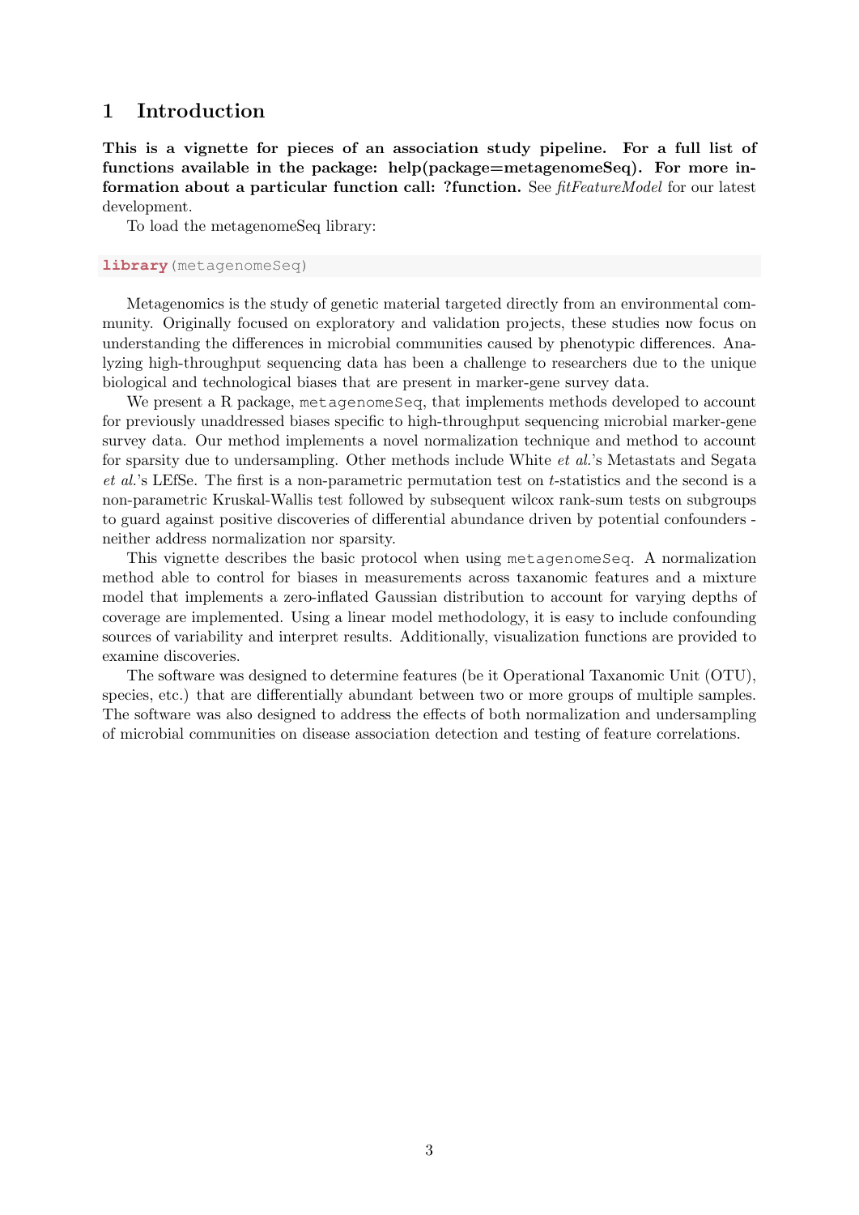# 1 Introduction

**This is a vignette for pieces of an association study pipeline. For a full list of functions available in the package: help(package=metagenomeSeq). For more information about a particular function call: ?function.** See *fitFeatureModel* for our latest development.

To load the metagenomeSeq library:

```
library(metagenomeSeq)
```

Metagenomics is the study of genetic material targeted directly from an environmental community. Originally focused on exploratory and validation projects, these studies now focus on understanding the differences in microbial communities caused by phenotypic differences. Analyzing high-throughput sequencing data has been a challenge to researchers due to the unique biological and technological biases that are present in marker-gene survey data.

We present a R package, `metagenomeSeq`, that implements methods developed to account for previously unaddressed biases specific to high-throughput sequencing microbial marker-gene survey data. Our method implements a novel normalization technique and method to account for sparsity due to undersampling. Other methods include White *et al.*'s Metastats and Segata *et al.*'s LEfSe. The first is a non-parametric permutation test on *t*-statistics and the second is a non-parametric Kruskal-Wallis test followed by subsequent wilcox rank-sum tests on subgroups to guard against positive discoveries of differential abundance driven by potential confounders - neither address normalization nor sparsity.

This vignette describes the basic protocol when using `metagenomeSeq`. A normalization method able to control for biases in measurements across taxanomic features and a mixture model that implements a zero-inflated Gaussian distribution to account for varying depths of coverage are implemented. Using a linear model methodology, it is easy to include confounding sources of variability and interpret results. Additionally, visualization functions are provided to examine discoveries.

The software was designed to determine features (be it Operational Taxanomic Unit (OTU), species, etc.) that are differentially abundant between two or more groups of multiple samples. The software was also designed to address the effects of both normalization and undersampling of microbial communities on disease association detection and testing of feature correlations.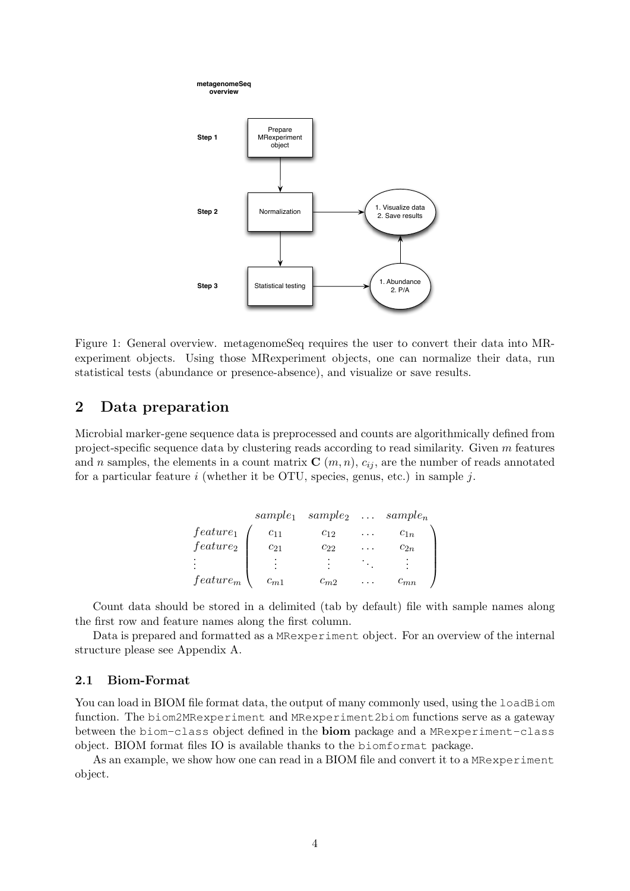metagenomeSeq overview

Step 1

Prepare MRexperiment object

Step 2

Normalization

1. Visualize data
2. Save results

Step 3

Statistical testing

1. Abundance
2. P/A

Figure 1: General overview. metagenomeSeq requires the user to convert their data into MRexperiment objects. Using those MRexperiment objects, one can normalize their data, run statistical tests (abundance or presence-absence), and visualize or save results.

## 2 Data preparation

Microbial marker-gene sequence data is preprocessed and counts are algorithmically defined from project-specific sequence data by clustering reads according to read similarity. Given $m$ features and $n$ samples, the elements in a count matrix $\mathbf{C}$ $(m, n)$, $c_{ij}$, are the number of reads annotated for a particular feature $i$ (whether it be OTU, species, genus, etc.) in sample $j$.

$$
\begin{array}{c}
\\
feature_1 \\
feature_2 \\
\vdots \\
feature_m
\end{array}
\begin{array}{c}
\begin{array}{cccc} sample_1 & sample_2 & \ldots & sample_n \end{array} \\
\left(\begin{array}{cccc}
c_{11} & c_{12} & \ldots & c_{1n} \\
c_{21} & c_{22} & \ldots & c_{2n} \\
\vdots & \vdots & \ddots & \vdots \\
c_{m1} & c_{m2} & \ldots & c_{mn}
\end{array}\right)
\end{array}
$$

Count data should be stored in a delimited (tab by default) file with sample names along the first row and feature names along the first column.

Data is prepared and formatted as a `MRexperiment` object. For an overview of the internal structure please see Appendix A.

### 2.1 Biom-Format

You can load in BIOM file format data, the output of many commonly used, using the `loadBiom` function. The `biom2MRexperiment` and `MRexperiment2biom` functions serve as a gateway between the `biom-class` object defined in the **biom** package and a `MRexperiment-class` object. BIOM format files IO is available thanks to the `biomformat` package.

As an example, we show how one can read in a BIOM file and convert it to a `MRexperiment` object.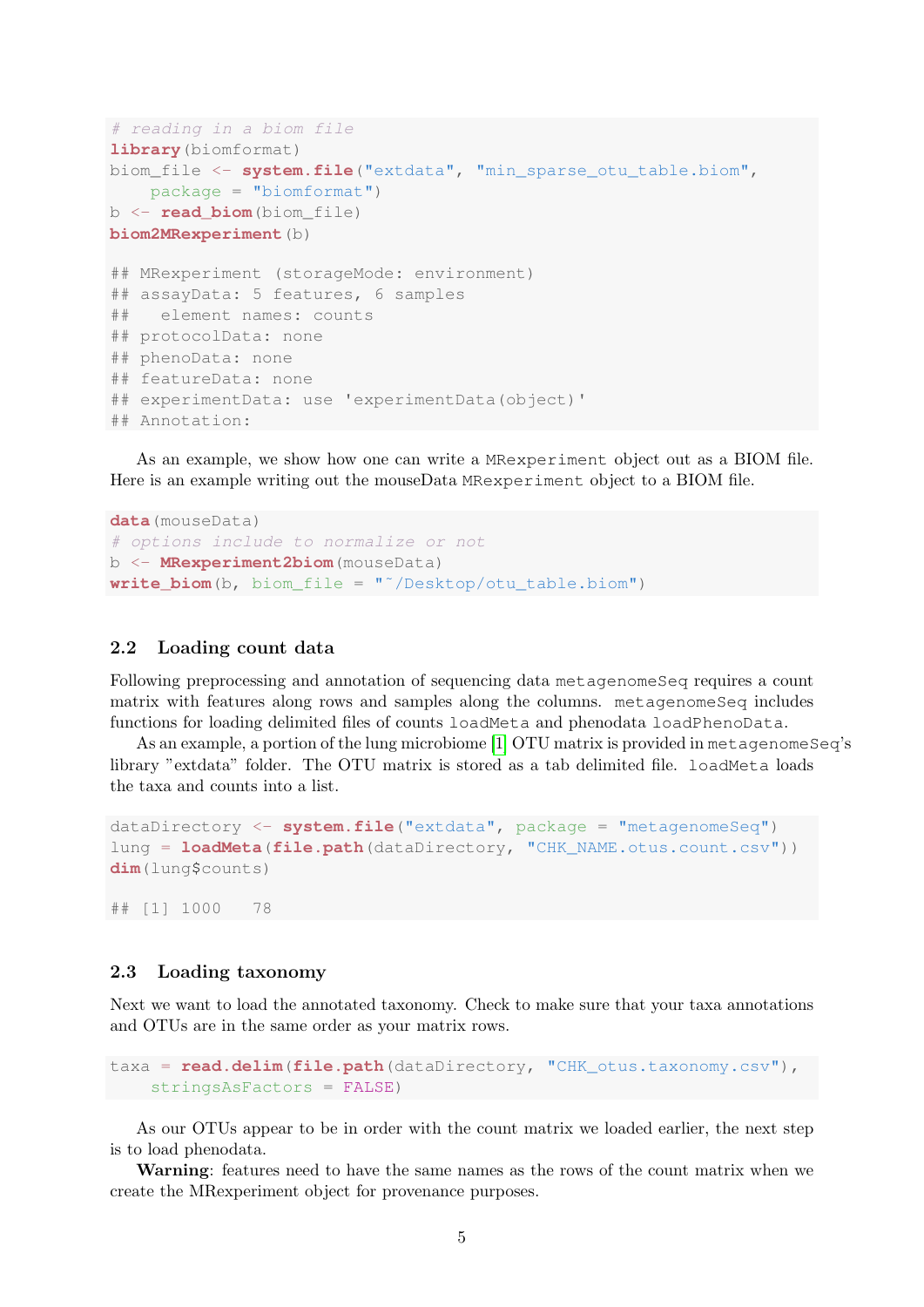```
# reading in a biom file
library(biomformat)
biom_file <- system.file("extdata", "min_sparse_otu_table.biom",
    package = "biomformat")
b <- read_biom(biom_file)
biom2MRexperiment(b)

## MRexperiment (storageMode: environment)
## assayData: 5 features, 6 samples
##   element names: counts
## protocolData: none
## phenoData: none
## featureData: none
## experimentData: use 'experimentData(object)'
## Annotation:
```

As an example, we show how one can write a `MRexperiment` object out as a BIOM file. Here is an example writing out the mouseData `MRexperiment` object to a BIOM file.

```
data(mouseData)
# options include to normalize or not
b <- MRexperiment2biom(mouseData)
write_biom(b, biom_file = "~/Desktop/otu_table.biom")
```

### 2.2 Loading count data

Following preprocessing and annotation of sequencing data `metagenomeSeq` requires a count matrix with features along rows and samples along the columns. `metagenomeSeq` includes functions for loading delimited files of counts `loadMeta` and phenodata `loadPhenoData`.

As an example, a portion of the lung microbiome [1] OTU matrix is provided in `metagenomeSeq`'s library "extdata" folder. The OTU matrix is stored as a tab delimited file. `loadMeta` loads the taxa and counts into a list.

```
dataDirectory <- system.file("extdata", package = "metagenomeSeq")
lung = loadMeta(file.path(dataDirectory, "CHK_NAME.otus.count.csv"))
dim(lung$counts)

## [1] 1000   78
```

### 2.3 Loading taxonomy

Next we want to load the annotated taxonomy. Check to make sure that your taxa annotations and OTUs are in the same order as your matrix rows.

```
taxa = read.delim(file.path(dataDirectory, "CHK_otus.taxonomy.csv"),
    stringsAsFactors = FALSE)
```

As our OTUs appear to be in order with the count matrix we loaded earlier, the next step is to load phenodata.

**Warning**: features need to have the same names as the rows of the count matrix when we create the MRexperiment object for provenance purposes.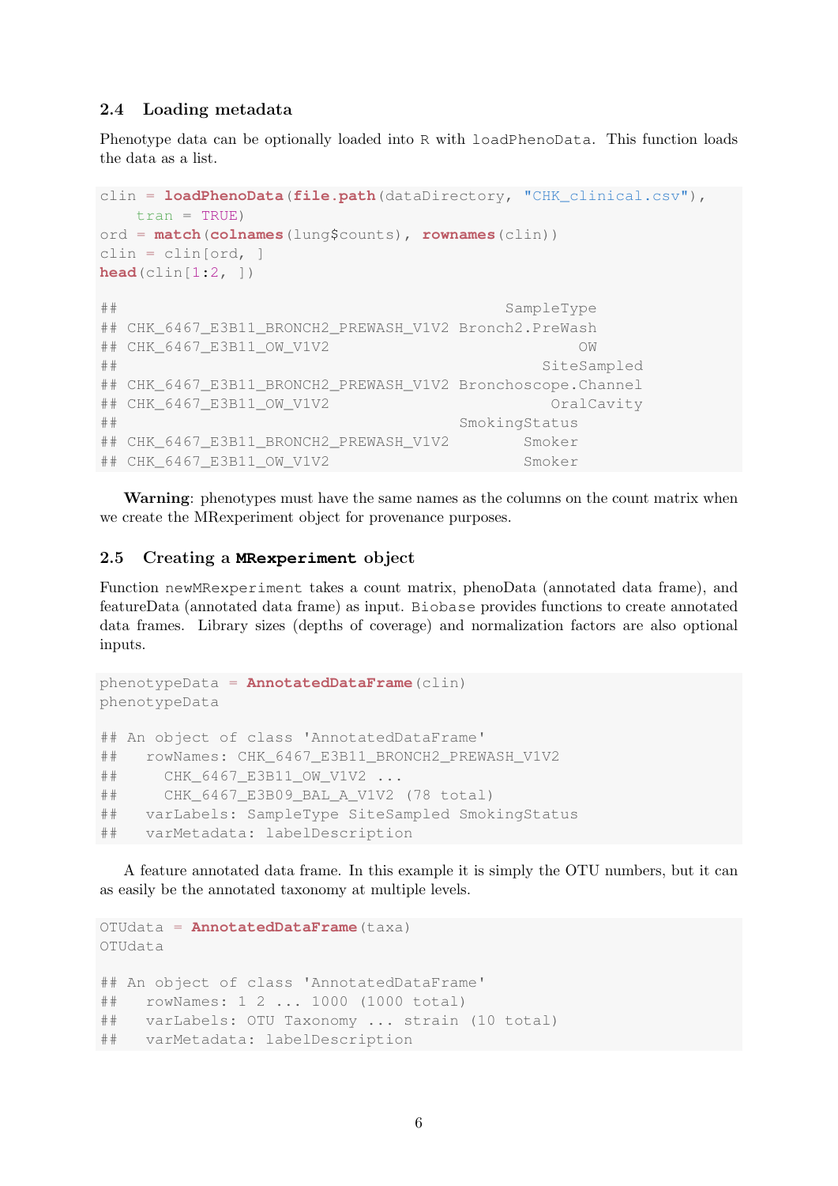### 2.4 Loading metadata

Phenotype data can be optionally loaded into R with loadPhenoData. This function loads the data as a list.

```
clin = loadPhenoData(file.path(dataDirectory, "CHK_clinical.csv"),
    tran = TRUE)
ord = match(colnames(lung$counts), rownames(clin))
clin = clin[ord, ]
head(clin[1:2, ])

##                                           SampleType
## CHK_6467_E3B11_BRONCH2_PREWASH_V1V2 Bronch2.PreWash
## CHK_6467_E3B11_OW_V1V2                           OW
##                                           SiteSampled
## CHK_6467_E3B11_BRONCH2_PREWASH_V1V2 Bronchoscope.Channel
## CHK_6467_E3B11_OW_V1V2                      OralCavity
##                                     SmokingStatus
## CHK_6467_E3B11_BRONCH2_PREWASH_V1V2        Smoker
## CHK_6467_E3B11_OW_V1V2                     Smoker
```

**Warning**: phenotypes must have the same names as the columns on the count matrix when we create the MRexperiment object for provenance purposes.

### 2.5 Creating a `MRexperiment` object

Function newMRexperiment takes a count matrix, phenoData (annotated data frame), and featureData (annotated data frame) as input. Biobase provides functions to create annotated data frames. Library sizes (depths of coverage) and normalization factors are also optional inputs.

```
phenotypeData = AnnotatedDataFrame(clin)
phenotypeData

## An object of class 'AnnotatedDataFrame'
##   rowNames: CHK_6467_E3B11_BRONCH2_PREWASH_V1V2
##     CHK_6467_E3B11_OW_V1V2 ...
##     CHK_6467_E3B09_BAL_A_V1V2 (78 total)
##   varLabels: SampleType SiteSampled SmokingStatus
##   varMetadata: labelDescription
```

A feature annotated data frame. In this example it is simply the OTU numbers, but it can as easily be the annotated taxonomy at multiple levels.

```
OTUdata = AnnotatedDataFrame(taxa)
OTUdata

## An object of class 'AnnotatedDataFrame'
##   rowNames: 1 2 ... 1000 (1000 total)
##   varLabels: OTU Taxonomy ... strain (10 total)
##   varMetadata: labelDescription
```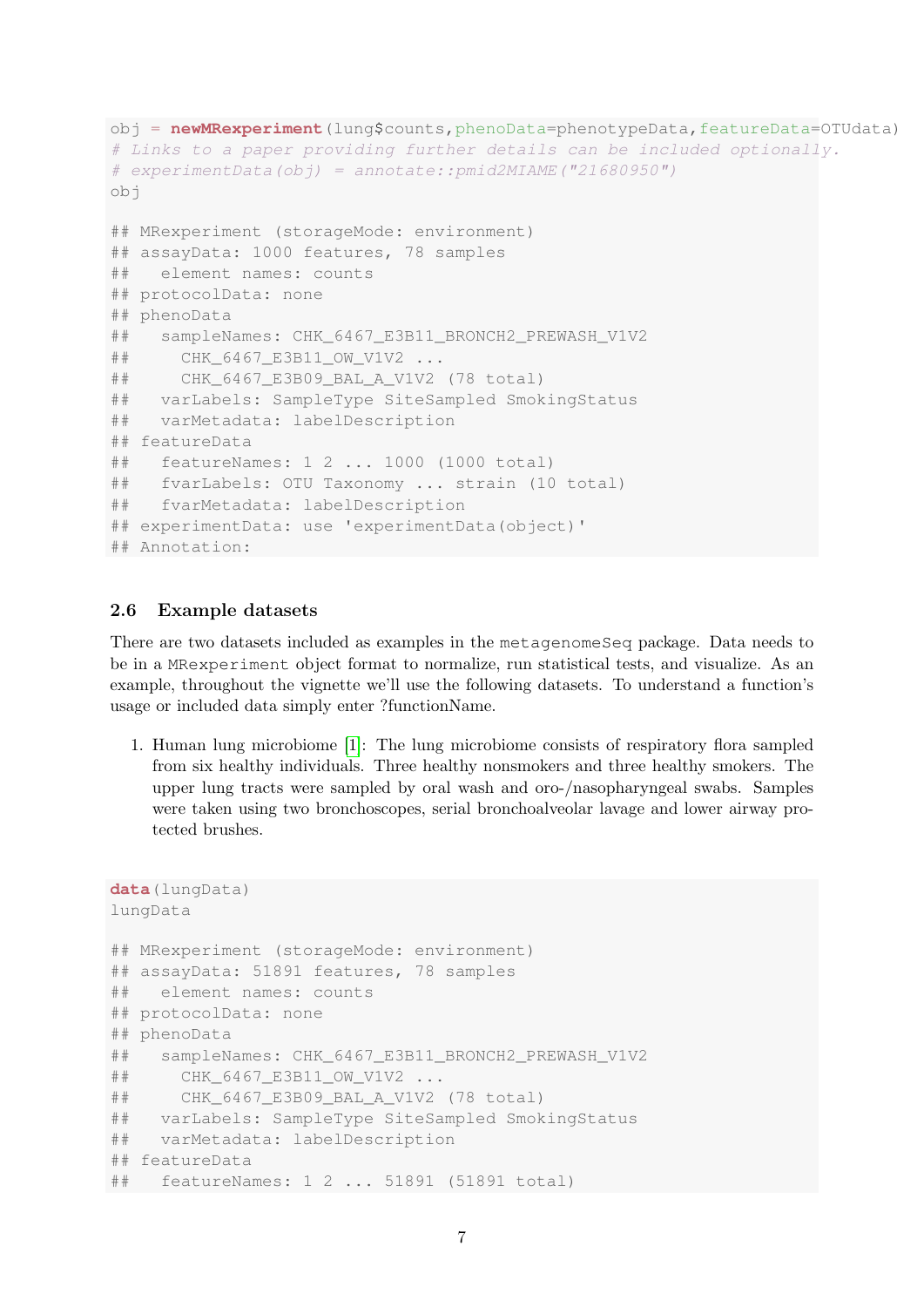```r
obj = newMRexperiment(lung$counts,phenoData=phenotypeData,featureData=OTUdata)
# Links to a paper providing further details can be included optionally.
# experimentData(obj) = annotate::pmid2MIAME("21680950")
obj

## MRexperiment (storageMode: environment)
## assayData: 1000 features, 78 samples
##   element names: counts
## protocolData: none
## phenoData
##   sampleNames: CHK_6467_E3B11_BRONCH2_PREWASH_V1V2
##     CHK_6467_E3B11_OW_V1V2 ...
##     CHK_6467_E3B09_BAL_A_V1V2 (78 total)
##   varLabels: SampleType SiteSampled SmokingStatus
##   varMetadata: labelDescription
## featureData
##   featureNames: 1 2 ... 1000 (1000 total)
##   fvarLabels: OTU Taxonomy ... strain (10 total)
##   fvarMetadata: labelDescription
## experimentData: use 'experimentData(object)'
## Annotation:
```

### 2.6 Example datasets

There are two datasets included as examples in the `metagenomeSeq` package. Data needs to be in a `MRexperiment` object format to normalize, run statistical tests, and visualize. As an example, throughout the vignette we'll use the following datasets. To understand a function's usage or included data simply enter ?functionName.

1. Human lung microbiome [1]: The lung microbiome consists of respiratory flora sampled from six healthy individuals. Three healthy nonsmokers and three healthy smokers. The upper lung tracts were sampled by oral wash and oro-/nasopharyngeal swabs. Samples were taken using two bronchoscopes, serial bronchoalveolar lavage and lower airway protected brushes.

```r
data(lungData)
lungData

## MRexperiment (storageMode: environment)
## assayData: 51891 features, 78 samples
##   element names: counts
## protocolData: none
## phenoData
##   sampleNames: CHK_6467_E3B11_BRONCH2_PREWASH_V1V2
##     CHK_6467_E3B11_OW_V1V2 ...
##     CHK_6467_E3B09_BAL_A_V1V2 (78 total)
##   varLabels: SampleType SiteSampled SmokingStatus
##   varMetadata: labelDescription
## featureData
##   featureNames: 1 2 ... 51891 (51891 total)
```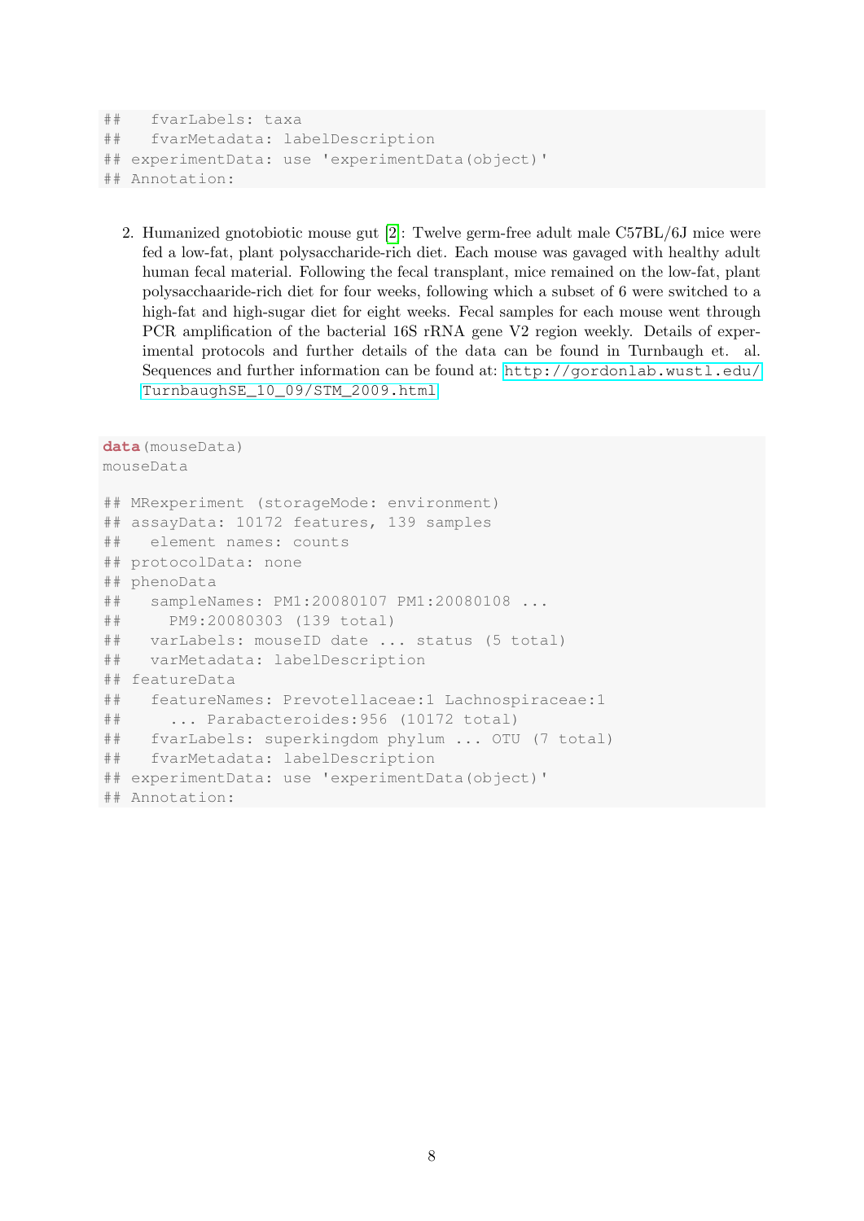```
##   fvarLabels: taxa
##   fvarMetadata: labelDescription
## experimentData: use 'experimentData(object)'
## Annotation:
```

2. Humanized gnotobiotic mouse gut [2]: Twelve germ-free adult male C57BL/6J mice were fed a low-fat, plant polysaccharide-rich diet. Each mouse was gavaged with healthy adult human fecal material. Following the fecal transplant, mice remained on the low-fat, plant polysacchaaride-rich diet for four weeks, following which a subset of 6 were switched to a high-fat and high-sugar diet for eight weeks. Fecal samples for each mouse went through PCR amplification of the bacterial 16S rRNA gene V2 region weekly. Details of experimental protocols and further details of the data can be found in Turnbaugh et. al. Sequences and further information can be found at: http://gordonlab.wustl.edu/TurnbaughSE_10_09/STM_2009.html

```
data(mouseData)
mouseData

## MRexperiment (storageMode: environment)
## assayData: 10172 features, 139 samples
##   element names: counts
## protocolData: none
## phenoData
##   sampleNames: PM1:20080107 PM1:20080108 ...
##     PM9:20080303 (139 total)
##   varLabels: mouseID date ... status (5 total)
##   varMetadata: labelDescription
## featureData
##   featureNames: Prevotellaceae:1 Lachnospiraceae:1
##     ... Parabacteroides:956 (10172 total)
##   fvarLabels: superkingdom phylum ... OTU (7 total)
##   fvarMetadata: labelDescription
## experimentData: use 'experimentData(object)'
## Annotation:
```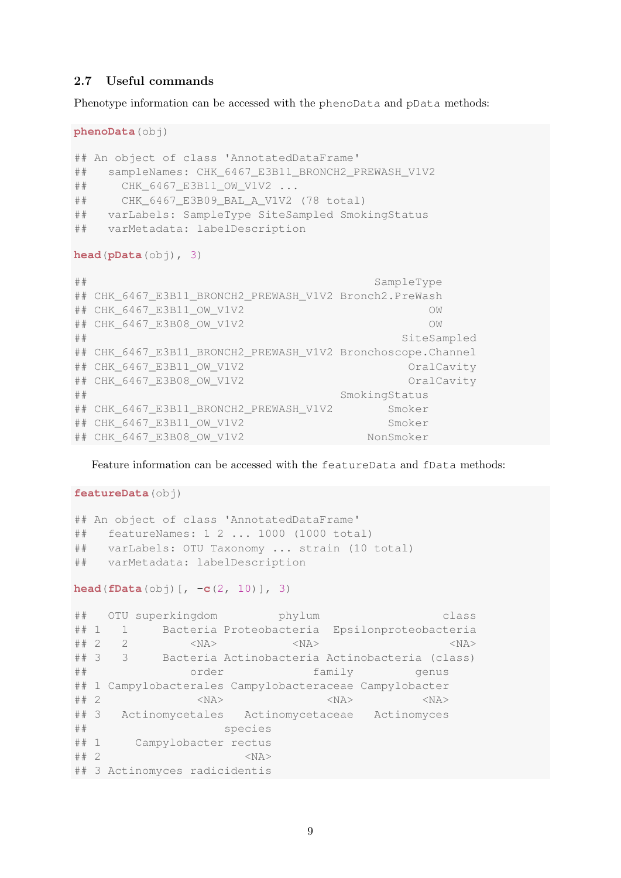## 2.7 Useful commands

Phenotype information can be accessed with the `phenoData` and `pData` methods:

```
phenoData(obj)

## An object of class 'AnnotatedDataFrame'
##   sampleNames: CHK_6467_E3B11_BRONCH2_PREWASH_V1V2
##     CHK_6467_E3B11_OW_V1V2 ...
##     CHK_6467_E3B09_BAL_A_V1V2 (78 total)
##   varLabels: SampleType SiteSampled SmokingStatus
##   varMetadata: labelDescription

head(pData(obj), 3)

##                                          SampleType
## CHK_6467_E3B11_BRONCH2_PREWASH_V1V2 Bronch2.PreWash
## CHK_6467_E3B11_OW_V1V2                           OW
## CHK_6467_E3B08_OW_V1V2                           OW
##                                            SiteSampled
## CHK_6467_E3B11_BRONCH2_PREWASH_V1V2 Bronchoscope.Channel
## CHK_6467_E3B11_OW_V1V2                       OralCavity
## CHK_6467_E3B08_OW_V1V2                       OralCavity
##                                     SmokingStatus
## CHK_6467_E3B11_BRONCH2_PREWASH_V1V2        Smoker
## CHK_6467_E3B11_OW_V1V2                     Smoker
## CHK_6467_E3B08_OW_V1V2                  NonSmoker
```

Feature information can be accessed with the `featureData` and `fData` methods:

```
featureData(obj)

## An object of class 'AnnotatedDataFrame'
##   featureNames: 1 2 ... 1000 (1000 total)
##   varLabels: OTU Taxonomy ... strain (10 total)
##   varMetadata: labelDescription

head(fData(obj)[, -c(2, 10)], 3)

##   OTU superkingdom         phylum                  class
## 1   1     Bacteria Proteobacteria  Epsilonproteobacteria
## 2   2         <NA>           <NA>                   <NA>
## 3   3     Bacteria Actinobacteria Actinobacteria (class)
##               order              family          genus
## 1 Campylobacterales Campylobacteraceae Campylobacter
## 2              <NA>                <NA>          <NA>
## 3   Actinomycetales   Actinomycetaceae   Actinomyces
##                   species
## 1     Campylobacter rectus
## 2                    <NA>
## 3 Actinomyces radicidentis
```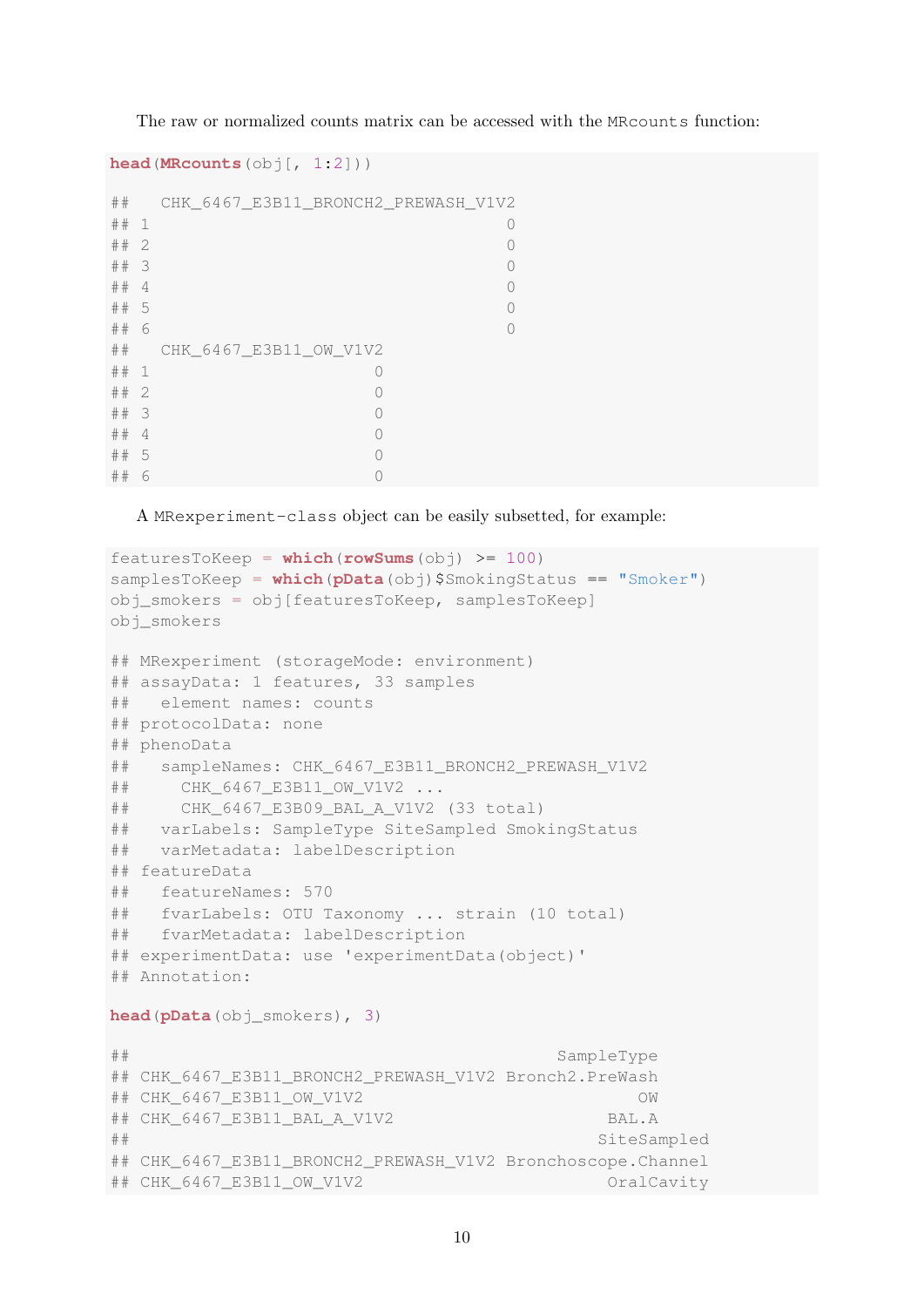The raw or normalized counts matrix can be accessed with the `MRcounts` function:

```
head(MRcounts(obj[, 1:2]))

##   CHK_6467_E3B11_BRONCH2_PREWASH_V1V2
## 1                                   0
## 2                                   0
## 3                                   0
## 4                                   0
## 5                                   0
## 6                                   0
##   CHK_6467_E3B11_OW_V1V2
## 1                      0
## 2                      0
## 3                      0
## 4                      0
## 5                      0
## 6                      0
```

A `MRexperiment-class` object can be easily subsetted, for example:

```
featuresToKeep = which(rowSums(obj) >= 100)
samplesToKeep = which(pData(obj)$SmokingStatus == "Smoker")
obj_smokers = obj[featuresToKeep, samplesToKeep]
obj_smokers

## MRexperiment (storageMode: environment)
## assayData: 1 features, 33 samples
##   element names: counts
## protocolData: none
## phenoData
##   sampleNames: CHK_6467_E3B11_BRONCH2_PREWASH_V1V2
##     CHK_6467_E3B11_OW_V1V2 ...
##     CHK_6467_E3B09_BAL_A_V1V2 (33 total)
##   varLabels: SampleType SiteSampled SmokingStatus
##   varMetadata: labelDescription
## featureData
##   featureNames: 570
##   fvarLabels: OTU Taxonomy ... strain (10 total)
##   fvarMetadata: labelDescription
## experimentData: use 'experimentData(object)'
## Annotation:

head(pData(obj_smokers), 3)

##                                          SampleType
## CHK_6467_E3B11_BRONCH2_PREWASH_V1V2 Bronch2.PreWash
## CHK_6467_E3B11_OW_V1V2                           OW
## CHK_6467_E3B11_BAL_A_V1V2                     BAL.A
##                                             SiteSampled
## CHK_6467_E3B11_BRONCH2_PREWASH_V1V2 Bronchoscope.Channel
## CHK_6467_E3B11_OW_V1V2                      OralCavity
```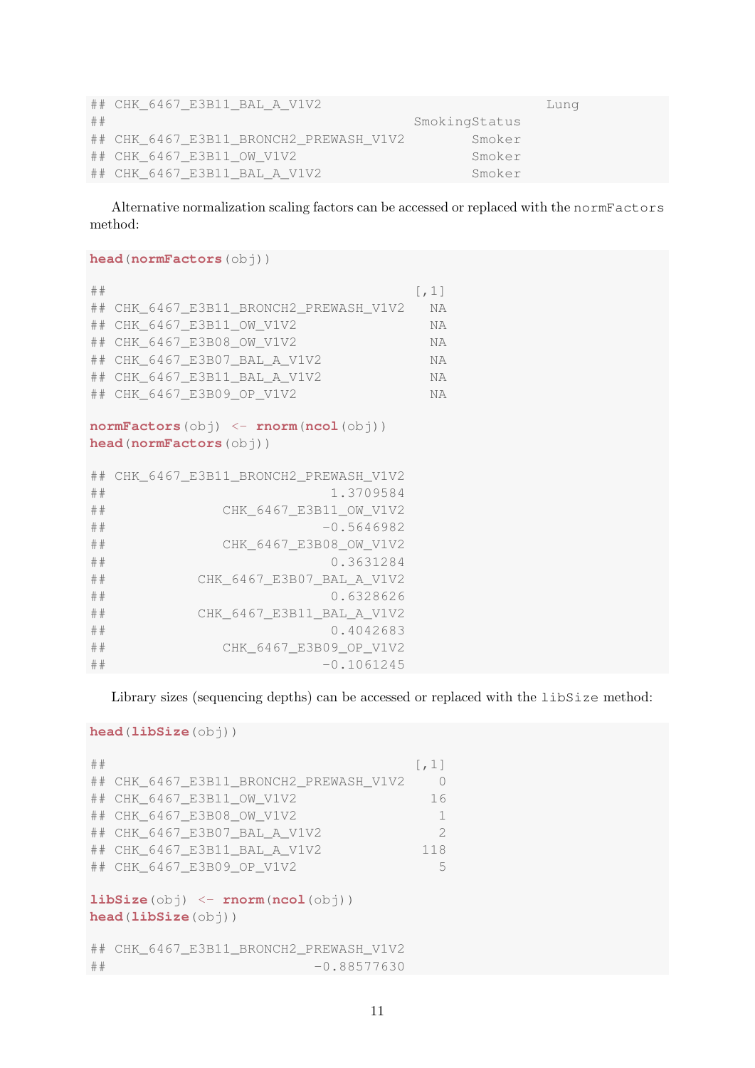```
## CHK_6467_E3B11_BAL_A_V1V2                                   Lung
##                                          SmokingStatus
## CHK_6467_E3B11_BRONCH2_PREWASH_V1V2             Smoker
## CHK_6467_E3B11_OW_V1V2                          Smoker
## CHK_6467_E3B11_BAL_A_V1V2                       Smoker
```

Alternative normalization scaling factors can be accessed or replaced with the `normFactors` method:

```
head(normFactors(obj))

##                                     [,1]
## CHK_6467_E3B11_BRONCH2_PREWASH_V1V2   NA
## CHK_6467_E3B11_OW_V1V2                NA
## CHK_6467_E3B08_OW_V1V2                NA
## CHK_6467_E3B07_BAL_A_V1V2             NA
## CHK_6467_E3B11_BAL_A_V1V2             NA
## CHK_6467_E3B09_OP_V1V2                NA

normFactors(obj) <- rnorm(ncol(obj))
head(normFactors(obj))

## CHK_6467_E3B11_BRONCH2_PREWASH_V1V2
##                           1.3709584
##              CHK_6467_E3B11_OW_V1V2
##                          -0.5646982
##              CHK_6467_E3B08_OW_V1V2
##                           0.3631284
##           CHK_6467_E3B07_BAL_A_V1V2
##                           0.6328626
##           CHK_6467_E3B11_BAL_A_V1V2
##                           0.4042683
##              CHK_6467_E3B09_OP_V1V2
##                          -0.1061245
```

Library sizes (sequencing depths) can be accessed or replaced with the `libSize` method:

```
head(libSize(obj))

##                                     [,1]
## CHK_6467_E3B11_BRONCH2_PREWASH_V1V2    0
## CHK_6467_E3B11_OW_V1V2                16
## CHK_6467_E3B08_OW_V1V2                 1
## CHK_6467_E3B07_BAL_A_V1V2              2
## CHK_6467_E3B11_BAL_A_V1V2            118
## CHK_6467_E3B09_OP_V1V2                 5

libSize(obj) <- rnorm(ncol(obj))
head(libSize(obj))

## CHK_6467_E3B11_BRONCH2_PREWASH_V1V2
##                         -0.88577630
```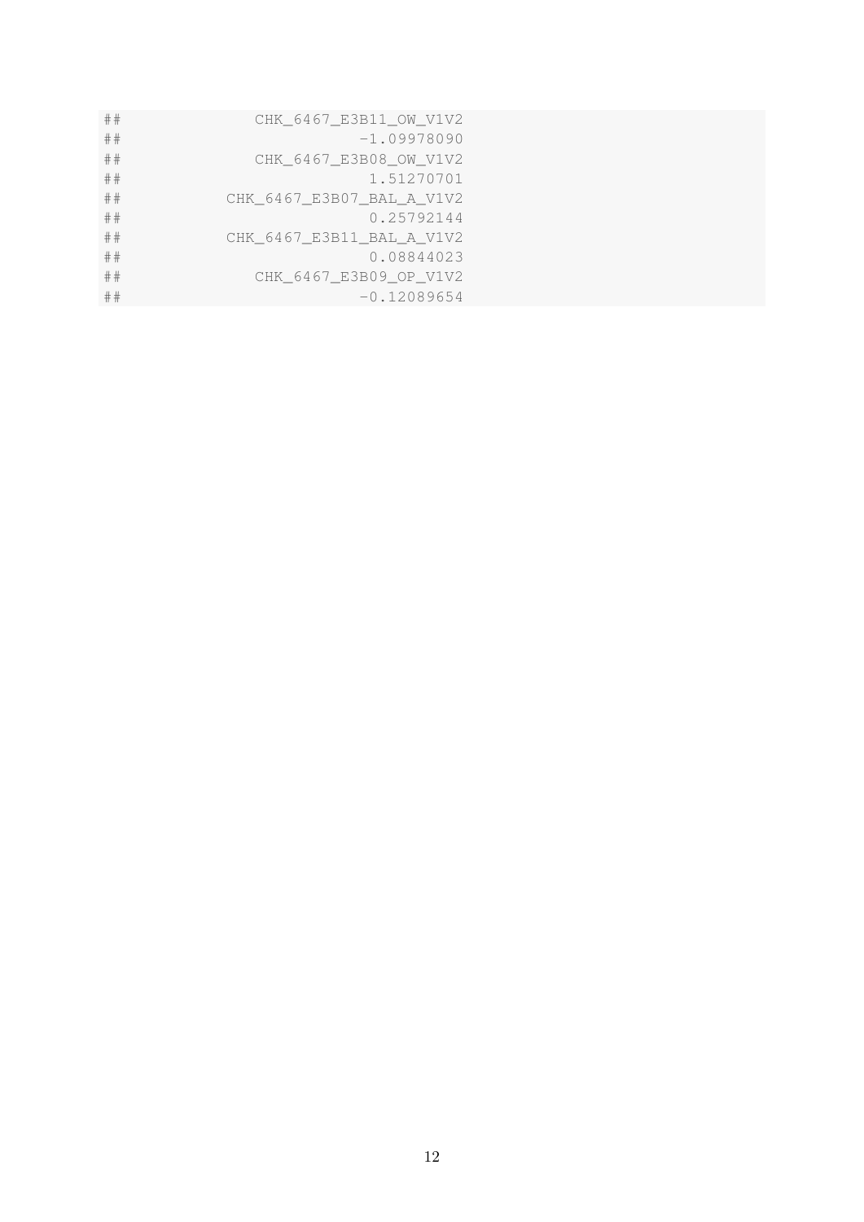```
##             CHK_6467_E3B11_OW_V1V2
##                        -1.09978090
##             CHK_6467_E3B08_OW_V1V2
##                         1.51270701
##          CHK_6467_E3B07_BAL_A_V1V2
##                         0.25792144
##          CHK_6467_E3B11_BAL_A_V1V2
##                         0.08844023
##             CHK_6467_E3B09_OP_V1V2
##                        -0.12089654
```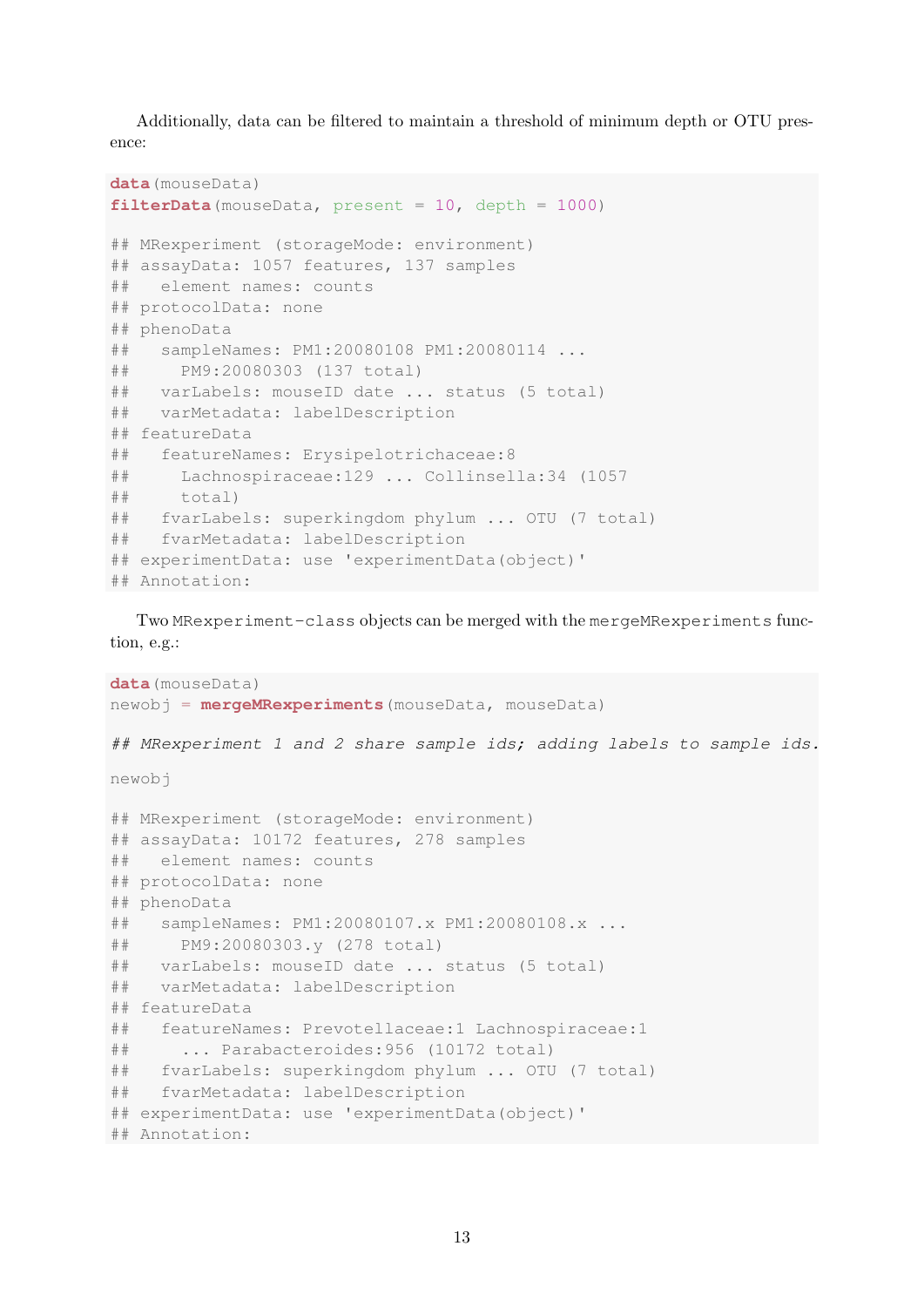Additionally, data can be filtered to maintain a threshold of minimum depth or OTU presence:

```
data(mouseData)
filterData(mouseData, present = 10, depth = 1000)

## MRexperiment (storageMode: environment)
## assayData: 1057 features, 137 samples
##   element names: counts
## protocolData: none
## phenoData
##   sampleNames: PM1:20080108 PM1:20080114 ...
##     PM9:20080303 (137 total)
##   varLabels: mouseID date ... status (5 total)
##   varMetadata: labelDescription
## featureData
##   featureNames: Erysipelotrichaceae:8
##     Lachnospiraceae:129 ... Collinsella:34 (1057
##     total)
##   fvarLabels: superkingdom phylum ... OTU (7 total)
##   fvarMetadata: labelDescription
## experimentData: use 'experimentData(object)'
## Annotation:
```

Two MRexperiment-class objects can be merged with the mergeMRexperiments function, e.g.:

```
data(mouseData)
newobj = mergeMRexperiments(mouseData, mouseData)

## MRexperiment 1 and 2 share sample ids; adding labels to sample ids.

newobj

## MRexperiment (storageMode: environment)
## assayData: 10172 features, 278 samples
##   element names: counts
## protocolData: none
## phenoData
##   sampleNames: PM1:20080107.x PM1:20080108.x ...
##     PM9:20080303.y (278 total)
##   varLabels: mouseID date ... status (5 total)
##   varMetadata: labelDescription
## featureData
##   featureNames: Prevotellaceae:1 Lachnospiraceae:1
##     ... Parabacteroides:956 (10172 total)
##   fvarLabels: superkingdom phylum ... OTU (7 total)
##   fvarMetadata: labelDescription
## experimentData: use 'experimentData(object)'
## Annotation:
```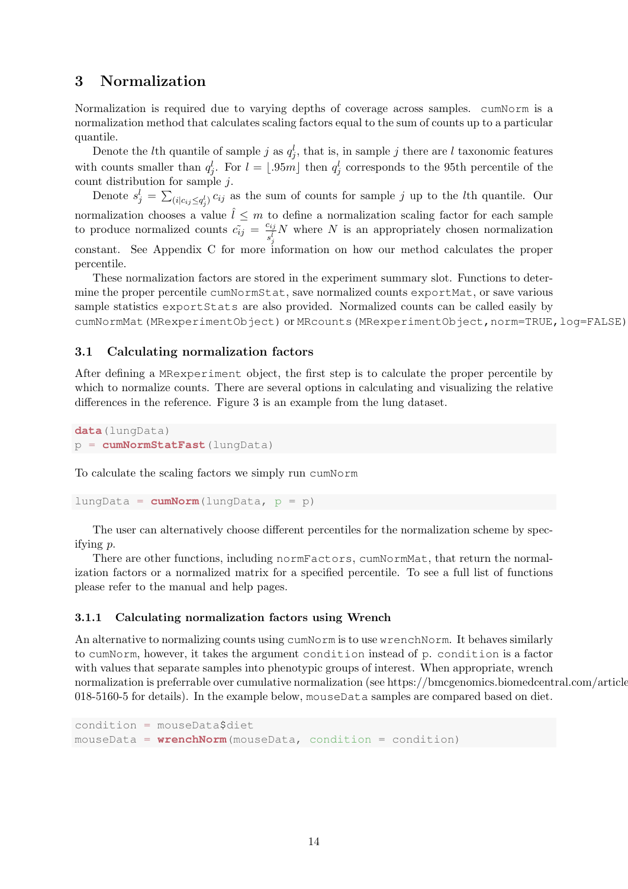# 3 Normalization

Normalization is required due to varying depths of coverage across samples. `cumNorm` is a normalization method that calculates scaling factors equal to the sum of counts up to a particular quantile.

Denote the $l$th quantile of sample $j$ as $q_j^l$, that is, in sample $j$ there are $l$ taxonomic features with counts smaller than $q_j^l$. For $l = \lfloor .95m \rfloor$ then $q_j^l$ corresponds to the 95th percentile of the count distribution for sample $j$.

Denote $s_j^l = \sum_{(i|c_{ij} \leq q_j^l)} c_{ij}$ as the sum of counts for sample $j$ up to the $l$th quantile. Our normalization chooses a value $\hat{l} \leq m$ to define a normalization scaling factor for each sample to produce normalized counts $\tilde{c_{ij}} = \frac{c_{ij}}{s_j^{\hat{l}}} N$ where $N$ is an appropriately chosen normalization constant. See Appendix C for more information on how our method calculates the proper percentile.

These normalization factors are stored in the experiment summary slot. Functions to determine the proper percentile `cumNormStat`, save normalized counts `exportMat`, or save various sample statistics `exportStats` are also provided. Normalized counts can be called easily by `cumNormMat(MRexperimentObject)` or `MRcounts(MRexperimentObject,norm=TRUE,log=FALSE)`.

## 3.1 Calculating normalization factors

After defining a `MRexperiment` object, the first step is to calculate the proper percentile by which to normalize counts. There are several options in calculating and visualizing the relative differences in the reference. Figure 3 is an example from the lung dataset.

```
data(lungData)
p = cumNormStatFast(lungData)
```

To calculate the scaling factors we simply run `cumNorm`

```
lungData = cumNorm(lungData, p = p)
```

The user can alternatively choose different percentiles for the normalization scheme by specifying $p$.

There are other functions, including `normFactors`, `cumNormMat`, that return the normalization factors or a normalized matrix for a specified percentile. To see a full list of functions please refer to the manual and help pages.

### 3.1.1 Calculating normalization factors using Wrench

An alternative to normalizing counts using `cumNorm` is to use `wrenchNorm`. It behaves similarly to `cumNorm`, however, it takes the argument `condition` instead of `p`. `condition` is a factor with values that separate samples into phenotypic groups of interest. When appropriate, wrench normalization is preferrable over cumulative normalization (see https://bmcgenomics.biomedcentral.com/article 018-5160-5 for details). In the example below, `mouseData` samples are compared based on diet.

```
condition = mouseData$diet
mouseData = wrenchNorm(mouseData, condition = condition)
```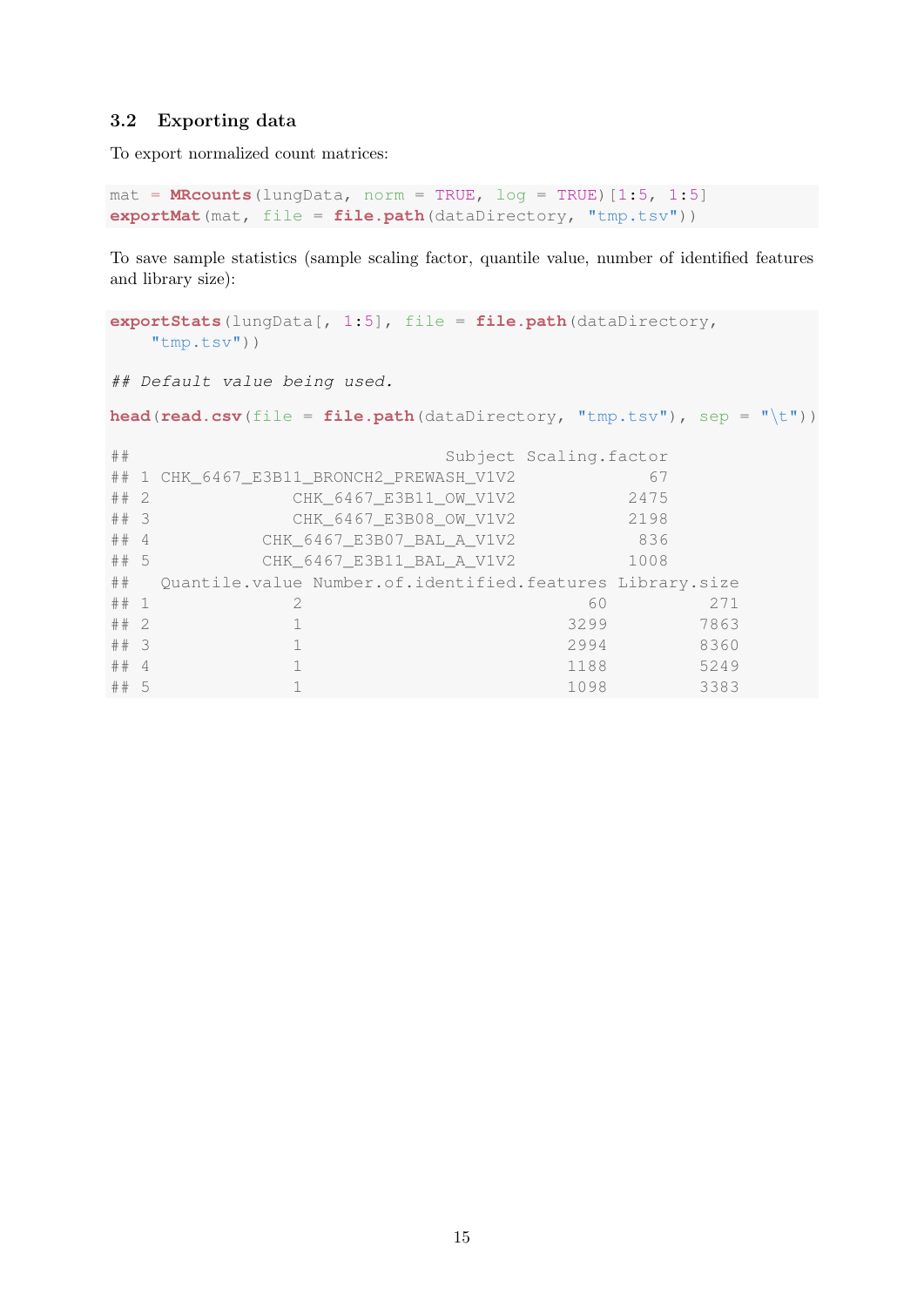### 3.2 Exporting data

To export normalized count matrices:

```
mat = MRcounts(lungData, norm = TRUE, log = TRUE)[1:5, 1:5]
exportMat(mat, file = file.path(dataDirectory, "tmp.tsv"))
```

To save sample statistics (sample scaling factor, quantile value, number of identified features and library size):

```
exportStats(lungData[, 1:5], file = file.path(dataDirectory,
    "tmp.tsv"))

## Default value being used.

head(read.csv(file = file.path(dataDirectory, "tmp.tsv"), sep = "\t"))

##                              Subject Scaling.factor
## 1 CHK_6467_E3B11_BRONCH2_PREWASH_V1V2             67
## 2             CHK_6467_E3B11_OW_V1V2           2475
## 3             CHK_6467_E3B08_OW_V1V2           2198
## 4          CHK_6467_E3B07_BAL_A_V1V2            836
## 5          CHK_6467_E3B11_BAL_A_V1V2           1008
##   Quantile.value Number.of.identified.features Library.size
## 1              2                            60          271
## 2              1                          3299         7863
## 3              1                          2994         8360
## 4              1                          1188         5249
## 5              1                          1098         3383
```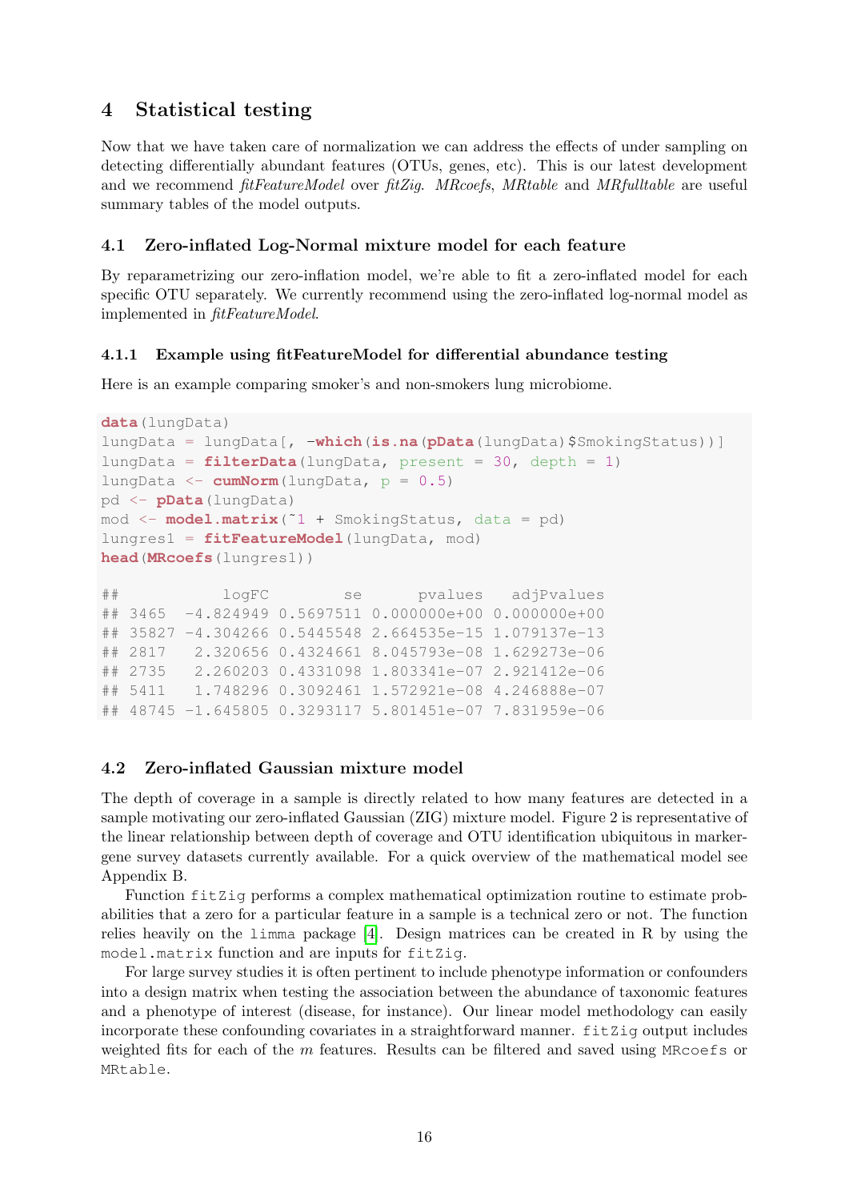# 4 Statistical testing

Now that we have taken care of normalization we can address the effects of under sampling on detecting differentially abundant features (OTUs, genes, etc). This is our latest development and we recommend *fitFeatureModel* over *fitZig*. *MRcoefs*, *MRtable* and *MRfulltable* are useful summary tables of the model outputs.

## 4.1 Zero-inflated Log-Normal mixture model for each feature

By reparametrizing our zero-inflation model, we're able to fit a zero-inflated model for each specific OTU separately. We currently recommend using the zero-inflated log-normal model as implemented in *fitFeatureModel*.

### 4.1.1 Example using fitFeatureModel for differential abundance testing

Here is an example comparing smoker's and non-smokers lung microbiome.

```
data(lungData)
lungData = lungData[, -which(is.na(pData(lungData)$SmokingStatus))]
lungData = filterData(lungData, present = 30, depth = 1)
lungData <- cumNorm(lungData, p = 0.5)
pd <- pData(lungData)
mod <- model.matrix(~1 + SmokingStatus, data = pd)
lungres1 = fitFeatureModel(lungData, mod)
head(MRcoefs(lungres1))

##           logFC        se      pvalues   adjPvalues
## 3465  -4.824949 0.5697511 0.000000e+00 0.000000e+00
## 35827 -4.304266 0.5445548 2.664535e-15 1.079137e-13
## 2817   2.320656 0.4324661 8.045793e-08 1.629273e-06
## 2735   2.260203 0.4331098 1.803341e-07 2.921412e-06
## 5411   1.748296 0.3092461 1.572921e-08 4.246888e-07
## 48745 -1.645805 0.3293117 5.801451e-07 7.831959e-06
```

## 4.2 Zero-inflated Gaussian mixture model

The depth of coverage in a sample is directly related to how many features are detected in a sample motivating our zero-inflated Gaussian (ZIG) mixture model. Figure 2 is representative of the linear relationship between depth of coverage and OTU identification ubiquitous in marker-gene survey datasets currently available. For a quick overview of the mathematical model see Appendix B.

Function `fitZig` performs a complex mathematical optimization routine to estimate probabilities that a zero for a particular feature in a sample is a technical zero or not. The function relies heavily on the `limma` package [4]. Design matrices can be created in R by using the `model.matrix` function and are inputs for `fitZig`.

For large survey studies it is often pertinent to include phenotype information or confounders into a design matrix when testing the association between the abundance of taxonomic features and a phenotype of interest (disease, for instance). Our linear model methodology can easily incorporate these confounding covariates in a straightforward manner. `fitZig` output includes weighted fits for each of the $m$ features. Results can be filtered and saved using `MRcoefs` or `MRtable`.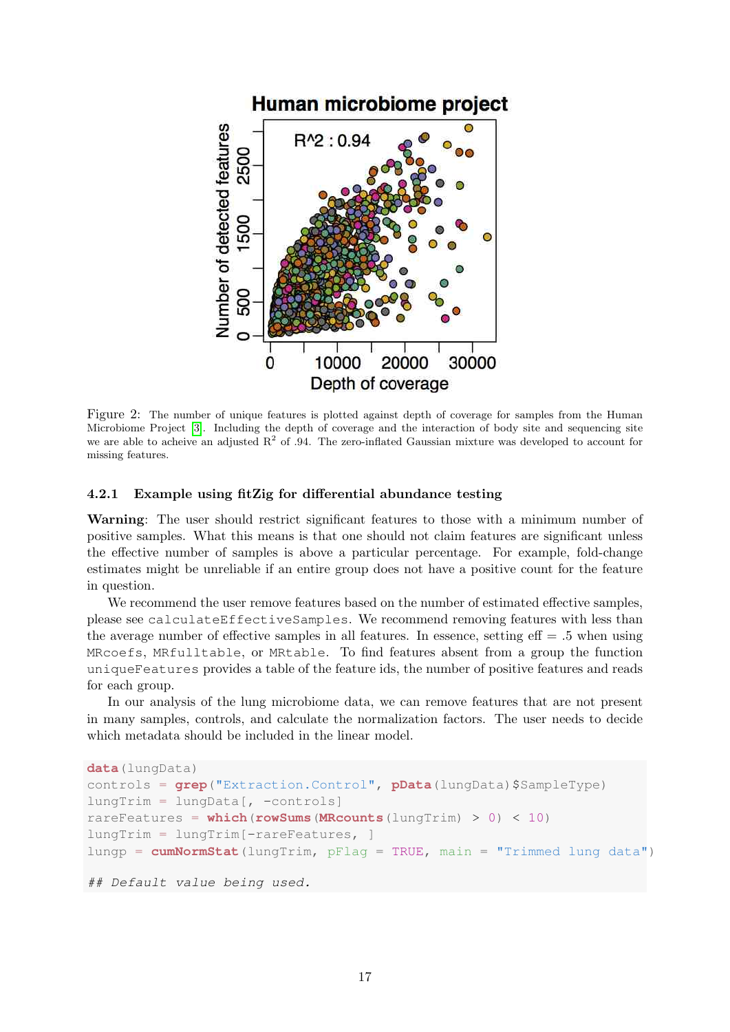Human microbiome project

R^2 : 0.94

Number of detected features

0 500 1500 2500

0 10000 20000 30000

Depth of coverage

Figure 2: The number of unique features is plotted against depth of coverage for samples from the Human Microbiome Project [3]. Including the depth of coverage and the interaction of body site and sequencing site we are able to acheive an adjusted $R^2$ of .94. The zero-inflated Gaussian mixture was developed to account for missing features.

#### 4.2.1 Example using fitZig for differential abundance testing

**Warning**: The user should restrict significant features to those with a minimum number of positive samples. What this means is that one should not claim features are significant unless the effective number of samples is above a particular percentage. For example, fold-change estimates might be unreliable if an entire group does not have a positive count for the feature in question.

We recommend the user remove features based on the number of estimated effective samples, please see `calculateEffectiveSamples`. We recommend removing features with less than the average number of effective samples in all features. In essence, setting eff = .5 when using `MRcoefs`, `MRfulltable`, or `MRtable`. To find features absent from a group the function `uniqueFeatures` provides a table of the feature ids, the number of positive features and reads for each group.

In our analysis of the lung microbiome data, we can remove features that are not present in many samples, controls, and calculate the normalization factors. The user needs to decide which metadata should be included in the linear model.

```
data(lungData)
controls = grep("Extraction.Control", pData(lungData)$SampleType)
lungTrim = lungData[, -controls]
rareFeatures = which(rowSums(MRcounts(lungTrim) > 0) < 10)
lungTrim = lungTrim[-rareFeatures, ]
lungp = cumNormStat(lungTrim, pFlag = TRUE, main = "Trimmed lung data")

## Default value being used.
```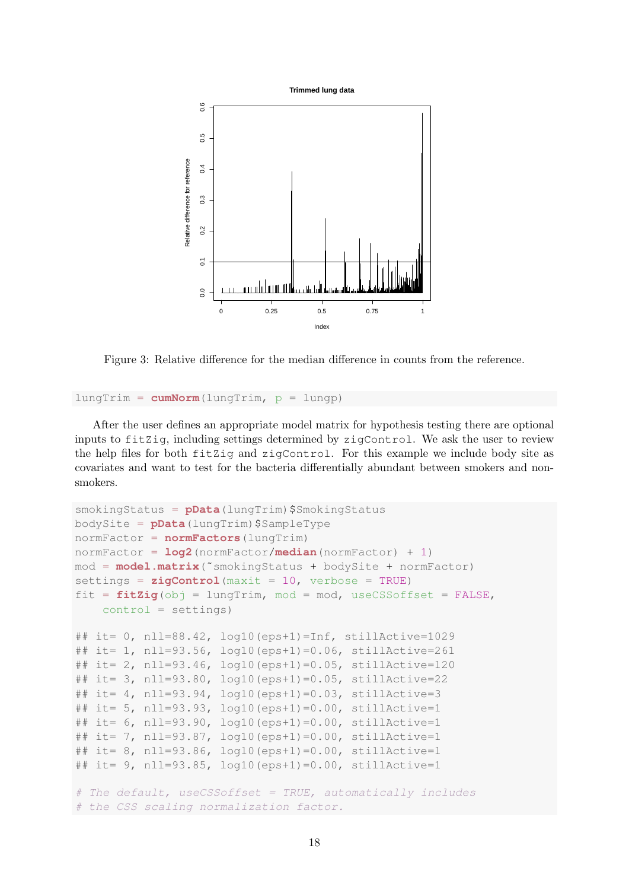Trimmed lung data

Relative difference for reference

0.0
0.1
0.2
0.3
0.4
0.5
0.6

0
0.25
0.5
0.75
1

Index

Figure 3: Relative difference for the median difference in counts from the reference.

```
lungTrim = cumNorm(lungTrim, p = lungp)
```

After the user defines an appropriate model matrix for hypothesis testing there are optional inputs to `fitZig`, including settings determined by `zigControl`. We ask the user to review the help files for both `fitZig` and `zigControl`. For this example we include body site as covariates and want to test for the bacteria differentially abundant between smokers and non-smokers.

```
smokingStatus = pData(lungTrim)$SmokingStatus
bodySite = pData(lungTrim)$SampleType
normFactor = normFactors(lungTrim)
normFactor = log2(normFactor/median(normFactor) + 1)
mod = model.matrix(~smokingStatus + bodySite + normFactor)
settings = zigControl(maxit = 10, verbose = TRUE)
fit = fitZig(obj = lungTrim, mod = mod, useCSSoffset = FALSE,
    control = settings)

## it= 0, nll=88.42, log10(eps+1)=Inf, stillActive=1029
## it= 1, nll=93.56, log10(eps+1)=0.06, stillActive=261
## it= 2, nll=93.46, log10(eps+1)=0.05, stillActive=120
## it= 3, nll=93.80, log10(eps+1)=0.05, stillActive=22
## it= 4, nll=93.94, log10(eps+1)=0.03, stillActive=3
## it= 5, nll=93.93, log10(eps+1)=0.00, stillActive=1
## it= 6, nll=93.90, log10(eps+1)=0.00, stillActive=1
## it= 7, nll=93.87, log10(eps+1)=0.00, stillActive=1
## it= 8, nll=93.86, log10(eps+1)=0.00, stillActive=1
## it= 9, nll=93.85, log10(eps+1)=0.00, stillActive=1

# The default, useCSSoffset = TRUE, automatically includes
# the CSS scaling normalization factor.
```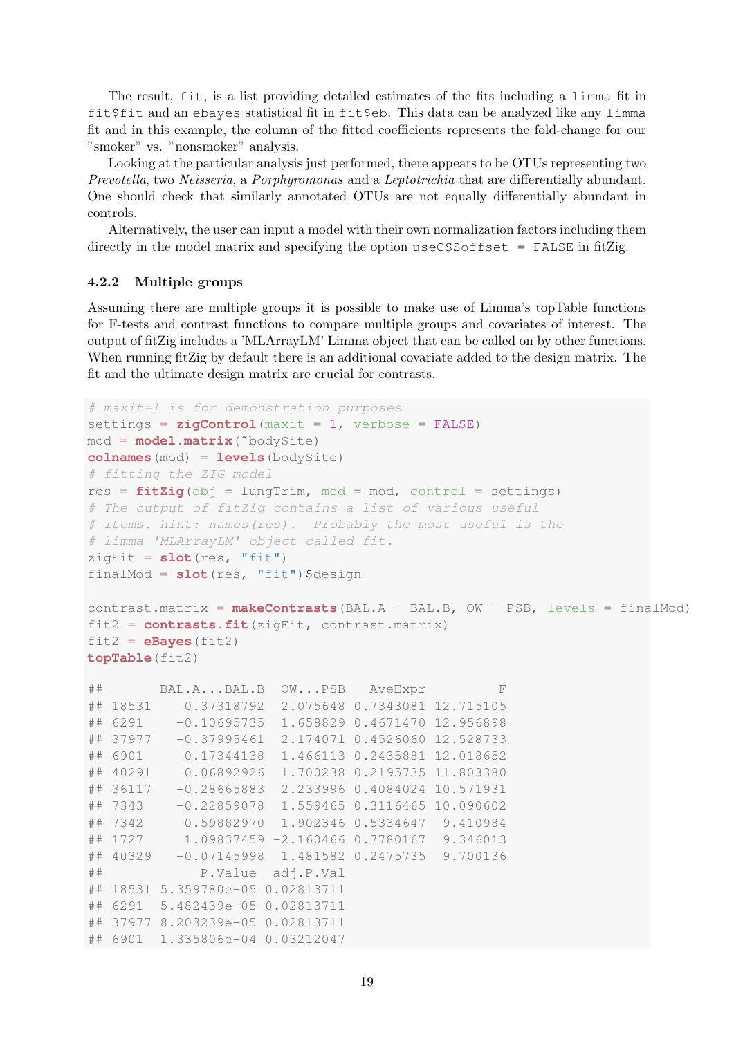The result, `fit`, is a list providing detailed estimates of the fits including a `limma` fit in `fit$fit` and an `ebayes` statistical fit in `fit$eb`. This data can be analyzed like any `limma` fit and in this example, the column of the fitted coefficients represents the fold-change for our "smoker" vs. "nonsmoker" analysis.

Looking at the particular analysis just performed, there appears to be OTUs representing two *Prevotella*, two *Neisseria*, a *Porphyromonas* and a *Leptotrichia* that are differentially abundant. One should check that similarly annotated OTUs are not equally differentially abundant in controls.

Alternatively, the user can input a model with their own normalization factors including them directly in the model matrix and specifying the option `useCSSoffset = FALSE` in fitZig.

### 4.2.2 Multiple groups

Assuming there are multiple groups it is possible to make use of Limma's topTable functions for F-tests and contrast functions to compare multiple groups and covariates of interest. The output of fitZig includes a 'MLArrayLM' Limma object that can be called on by other functions. When running fitZig by default there is an additional covariate added to the design matrix. The fit and the ultimate design matrix are crucial for contrasts.

```
# maxit=1 is for demonstration purposes
settings = zigControl(maxit = 1, verbose = FALSE)
mod = model.matrix(~bodySite)
colnames(mod) = levels(bodySite)
# fitting the ZIG model
res = fitZig(obj = lungTrim, mod = mod, control = settings)
# The output of fitZig contains a list of various useful
# items. hint: names(res). Probably the most useful is the
# limma 'MLArrayLM' object called fit.
zigFit = slot(res, "fit")
finalMod = slot(res, "fit")$design

contrast.matrix = makeContrasts(BAL.A - BAL.B, OW - PSB, levels = finalMod)
fit2 = contrasts.fit(zigFit, contrast.matrix)
fit2 = eBayes(fit2)
topTable(fit2)

##       BAL.A...BAL.B  OW...PSB   AveExpr         F
## 18531    0.37318792  2.075648 0.7343081 12.715105
## 6291    -0.10695735  1.658829 0.4671470 12.956898
## 37977   -0.37995461  2.174071 0.4526060 12.528733
## 6901     0.17344138  1.466113 0.2435881 12.018652
## 40291    0.06892926  1.700238 0.2195735 11.803380
## 36117   -0.28665883  2.233996 0.4084024 10.571931
## 7343    -0.22859078  1.559465 0.3116465 10.090602
## 7342     0.59882970  1.902346 0.5334647  9.410984
## 1727     1.09837459 -2.160466 0.7780167  9.346013
## 40329   -0.07145998  1.481582 0.2475735  9.700136
##            P.Value  adj.P.Val
## 18531 5.359780e-05 0.02813711
## 6291  5.482439e-05 0.02813711
## 37977 8.203239e-05 0.02813711
## 6901  1.335806e-04 0.03212047
```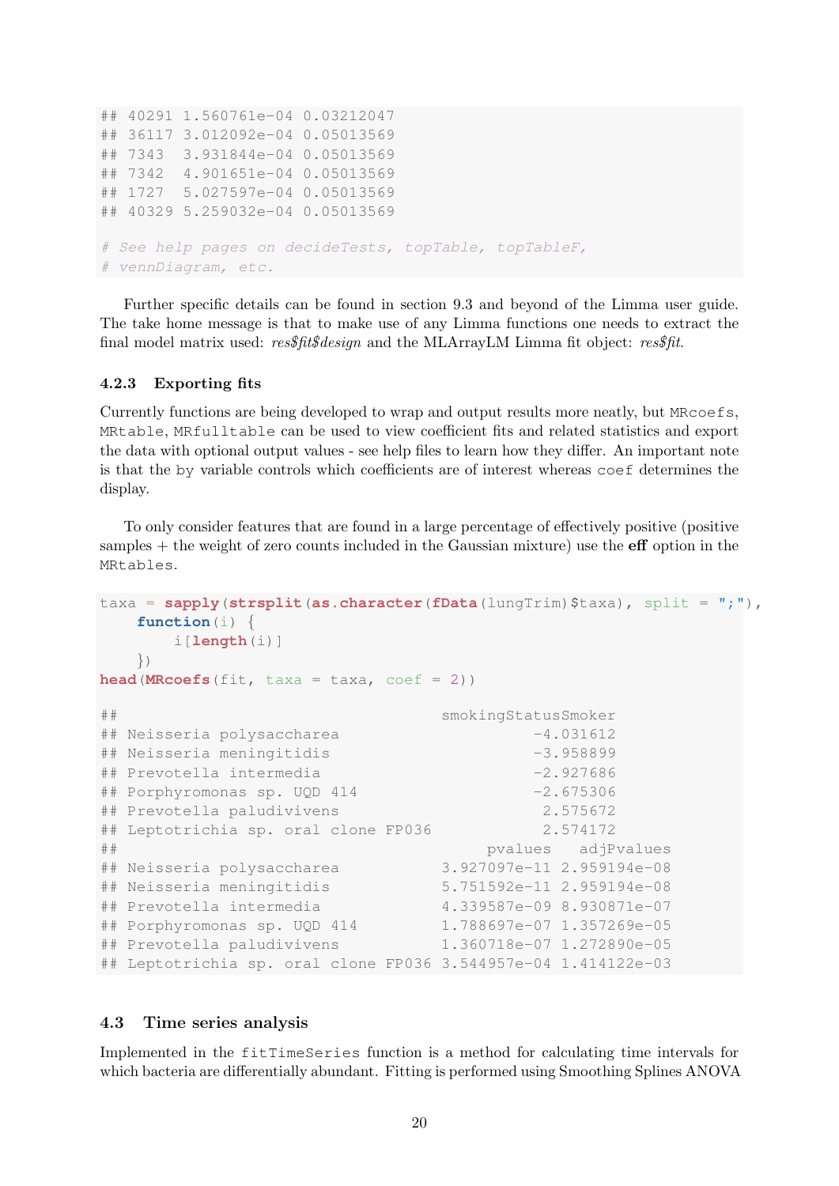```
## 40291 1.560761e-04 0.03212047
## 36117 3.012092e-04 0.05013569
## 7343  3.931844e-04 0.05013569
## 7342  4.901651e-04 0.05013569
## 1727  5.027597e-04 0.05013569
## 40329 5.259032e-04 0.05013569

# See help pages on decideTests, topTable, topTableF,
# vennDiagram, etc.
```

Further specific details can be found in section 9.3 and beyond of the Limma user guide. The take home message is that to make use of any Limma functions one needs to extract the final model matrix used: *res$fit$design* and the MLArrayLM Limma fit object: *res$fit*.

### 4.2.3 Exporting fits

Currently functions are being developed to wrap and output results more neatly, but `MRcoefs`, `MRtable`, `MRfulltable` can be used to view coefficient fits and related statistics and export the data with optional output values - see help files to learn how they differ. An important note is that the `by` variable controls which coefficients are of interest whereas `coef` determines the display.

To only consider features that are found in a large percentage of effectively positive (positive samples + the weight of zero counts included in the Gaussian mixture) use the **eff** option in the `MRtables`.

```
taxa = sapply(strsplit(as.character(fData(lungTrim)$taxa), split = ";"),
    function(i) {
        i[length(i)]
    })
head(MRcoefs(fit, taxa = taxa, coef = 2))

##                                    smokingStatusSmoker
## Neisseria polysaccharea                      -4.031612
## Neisseria meningitidis                       -3.958899
## Prevotella intermedia                        -2.927686
## Porphyromonas sp. UQD 414                    -2.675306
## Prevotella paludivivens                       2.575672
## Leptotrichia sp. oral clone FP036             2.574172
##                                         pvalues   adjPvalues
## Neisseria polysaccharea            3.927097e-11 2.959194e-08
## Neisseria meningitidis             5.751592e-11 2.959194e-08
## Prevotella intermedia              4.339587e-09 8.930871e-07
## Porphyromonas sp. UQD 414          1.788697e-07 1.357269e-05
## Prevotella paludivivens            1.360718e-07 1.272890e-05
## Leptotrichia sp. oral clone FP036 3.544957e-04 1.414122e-03
```

## 4.3 Time series analysis

Implemented in the `fitTimeSeries` function is a method for calculating time intervals for which bacteria are differentially abundant. Fitting is performed using Smoothing Splines ANOVA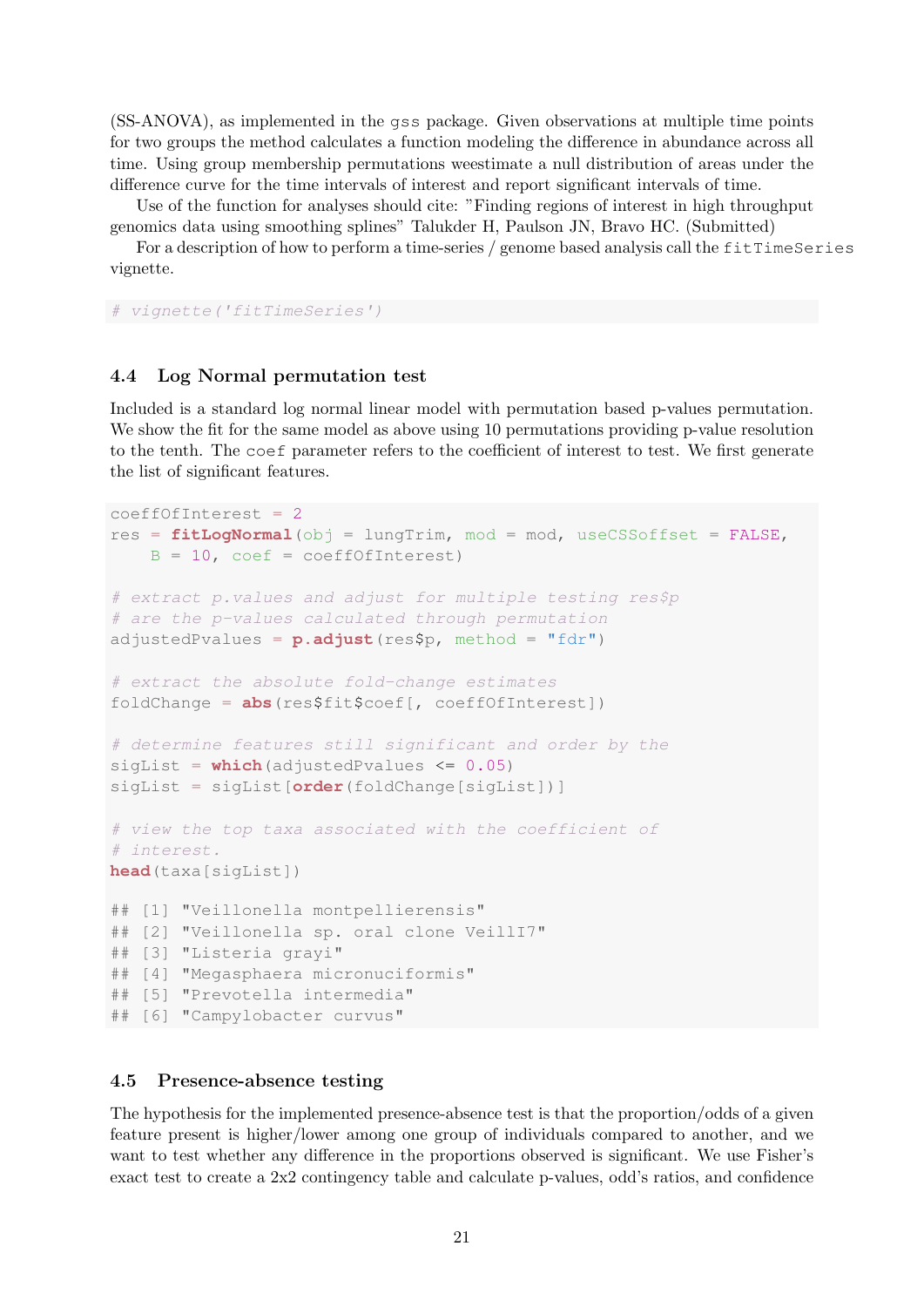(SS-ANOVA), as implemented in the gss package. Given observations at multiple time points for two groups the method calculates a function modeling the difference in abundance across all time. Using group membership permutations weestimate a null distribution of areas under the difference curve for the time intervals of interest and report significant intervals of time.

Use of the function for analyses should cite: "Finding regions of interest in high throughput genomics data using smoothing splines" Talukder H, Paulson JN, Bravo HC. (Submitted)

For a description of how to perform a time-series / genome based analysis call the fitTimeSeries vignette.

```
# vignette('fitTimeSeries')
```

### 4.4 Log Normal permutation test

Included is a standard log normal linear model with permutation based p-values permutation. We show the fit for the same model as above using 10 permutations providing p-value resolution to the tenth. The coef parameter refers to the coefficient of interest to test. We first generate the list of significant features.

```
coeffOfInterest = 2
res = fitLogNormal(obj = lungTrim, mod = mod, useCSSoffset = FALSE,
    B = 10, coef = coeffOfInterest)

# extract p.values and adjust for multiple testing res$p
# are the p-values calculated through permutation
adjustedPvalues = p.adjust(res$p, method = "fdr")

# extract the absolute fold-change estimates
foldChange = abs(res$fit$coef[, coeffOfInterest])

# determine features still significant and order by the
sigList = which(adjustedPvalues <= 0.05)
sigList = sigList[order(foldChange[sigList])]

# view the top taxa associated with the coefficient of
# interest.
head(taxa[sigList])

## [1] "Veillonella montpellierensis"
## [2] "Veillonella sp. oral clone VeillI7"
## [3] "Listeria grayi"
## [4] "Megasphaera micronuciformis"
## [5] "Prevotella intermedia"
## [6] "Campylobacter curvus"
```

### 4.5 Presence-absence testing

The hypothesis for the implemented presence-absence test is that the proportion/odds of a given feature present is higher/lower among one group of individuals compared to another, and we want to test whether any difference in the proportions observed is significant. We use Fisher's exact test to create a 2x2 contingency table and calculate p-values, odd's ratios, and confidence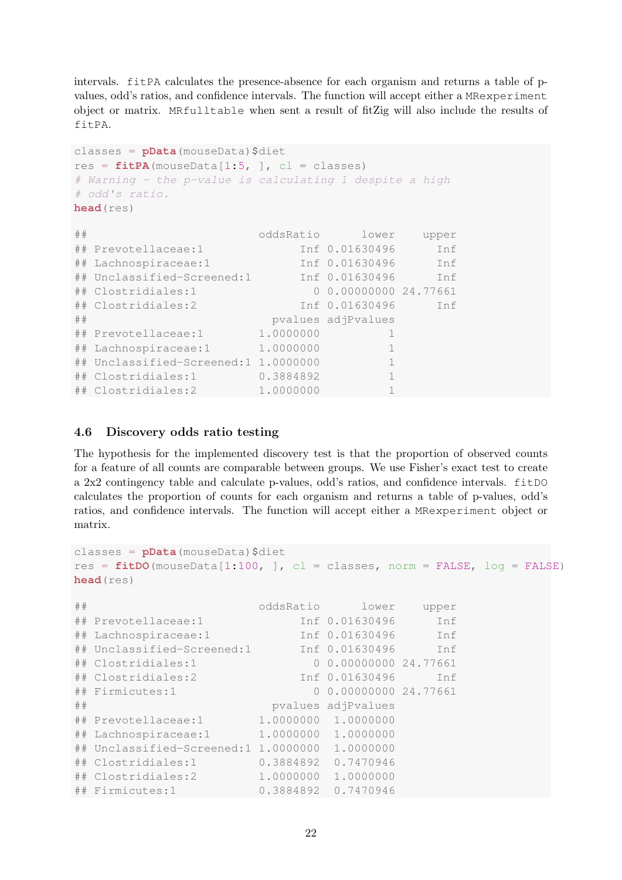intervals. `fitPA` calculates the presence-absence for each organism and returns a table of p-values, odd's ratios, and confidence intervals. The function will accept either a `MRexperiment` object or matrix. `MRfulltable` when sent a result of fitZig will also include the results of `fitPA`.

```
classes = pData(mouseData)$diet
res = fitPA(mouseData[1:5, ], cl = classes)
# Warning - the p-value is calculating 1 despite a high
# odd's ratio.
head(res)

##                          oddsRatio      lower    upper
## Prevotellaceae:1               Inf 0.01630496      Inf
## Lachnospiraceae:1              Inf 0.01630496      Inf
## Unclassified-Screened:1        Inf 0.01630496      Inf
## Clostridiales:1                  0 0.00000000 24.77661
## Clostridiales:2                Inf 0.01630496      Inf
##                            pvalues adjPvalues
## Prevotellaceae:1         1.0000000          1
## Lachnospiraceae:1        1.0000000          1
## Unclassified-Screened:1  1.0000000          1
## Clostridiales:1          0.3884892          1
## Clostridiales:2          1.0000000          1
```

### 4.6 Discovery odds ratio testing

The hypothesis for the implemented discovery test is that the proportion of observed counts for a feature of all counts are comparable between groups. We use Fisher's exact test to create a 2x2 contingency table and calculate p-values, odd's ratios, and confidence intervals. `fitDO` calculates the proportion of counts for each organism and returns a table of p-values, odd's ratios, and confidence intervals. The function will accept either a `MRexperiment` object or matrix.

```
classes = pData(mouseData)$diet
res = fitDO(mouseData[1:100, ], cl = classes, norm = FALSE, log = FALSE)
head(res)

##                          oddsRatio      lower    upper
## Prevotellaceae:1               Inf 0.01630496      Inf
## Lachnospiraceae:1              Inf 0.01630496      Inf
## Unclassified-Screened:1        Inf 0.01630496      Inf
## Clostridiales:1                  0 0.00000000 24.77661
## Clostridiales:2                Inf 0.01630496      Inf
## Firmicutes:1                     0 0.00000000 24.77661
##                            pvalues adjPvalues
## Prevotellaceae:1         1.0000000  1.0000000
## Lachnospiraceae:1        1.0000000  1.0000000
## Unclassified-Screened:1  1.0000000  1.0000000
## Clostridiales:1          0.3884892  0.7470946
## Clostridiales:2          1.0000000  1.0000000
## Firmicutes:1             0.3884892  0.7470946
```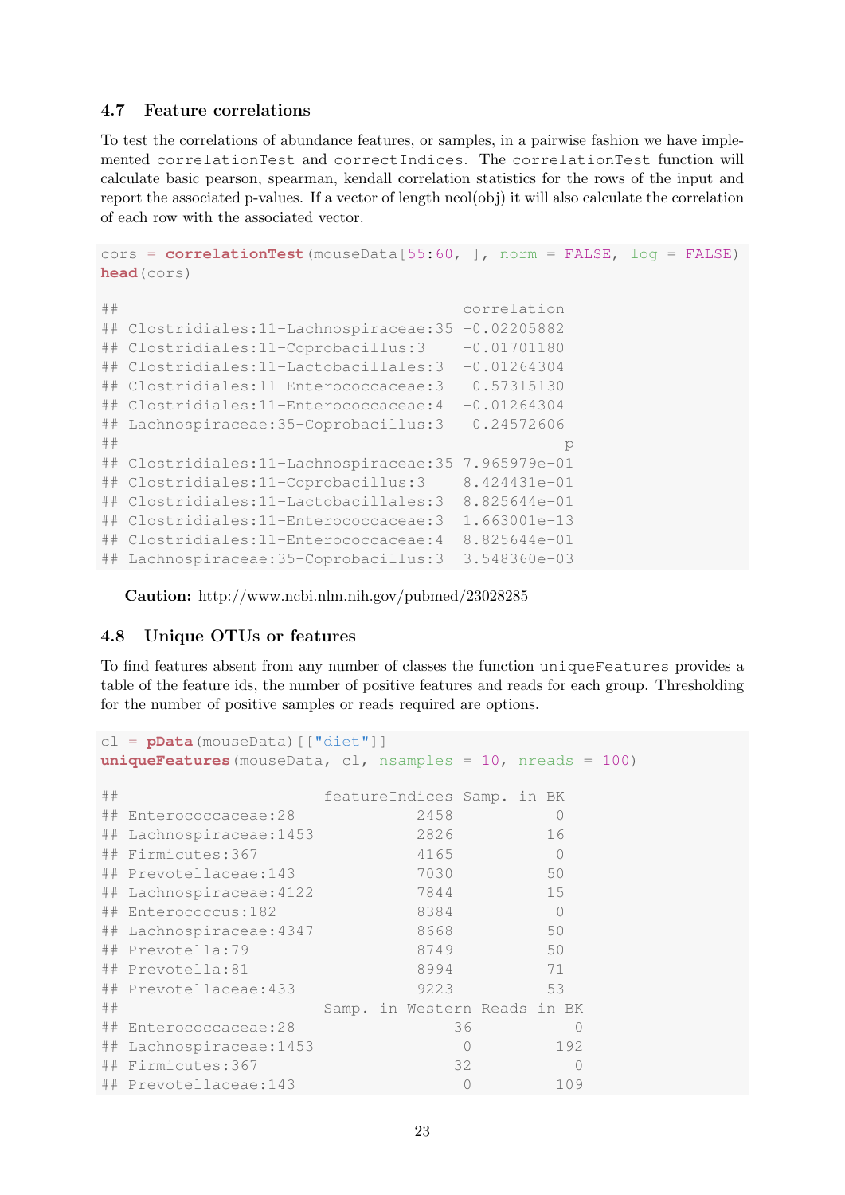### 4.7 Feature correlations

To test the correlations of abundance features, or samples, in a pairwise fashion we have implemented `correlationTest` and `correctIndices`. The `correlationTest` function will calculate basic pearson, spearman, kendall correlation statistics for the rows of the input and report the associated p-values. If a vector of length ncol(obj) it will also calculate the correlation of each row with the associated vector.

```
cors = correlationTest(mouseData[55:60, ], norm = FALSE, log = FALSE)
head(cors)

##                                      correlation
## Clostridiales:11-Lachnospiraceae:35 -0.02205882
## Clostridiales:11-Coprobacillus:3    -0.01701180
## Clostridiales:11-Lactobacillales:3  -0.01264304
## Clostridiales:11-Enterococcaceae:3   0.57315130
## Clostridiales:11-Enterococcaceae:4  -0.01264304
## Lachnospiraceae:35-Coprobacillus:3   0.24572606
##                                                p
## Clostridiales:11-Lachnospiraceae:35 7.965979e-01
## Clostridiales:11-Coprobacillus:3    8.424431e-01
## Clostridiales:11-Lactobacillales:3  8.825644e-01
## Clostridiales:11-Enterococcaceae:3  1.663001e-13
## Clostridiales:11-Enterococcaceae:4  8.825644e-01
## Lachnospiraceae:35-Coprobacillus:3  3.548360e-03
```

**Caution:** http://www.ncbi.nlm.nih.gov/pubmed/23028285

### 4.8 Unique OTUs or features

To find features absent from any number of classes the function `uniqueFeatures` provides a table of the feature ids, the number of positive features and reads for each group. Thresholding for the number of positive samples or reads required are options.

```
cl = pData(mouseData)[["diet"]]
uniqueFeatures(mouseData, cl, nsamples = 10, nreads = 100)

##                        featureIndices Samp. in BK
## Enterococcaceae:28               2458           0
## Lachnospiraceae:1453             2826          16
## Firmicutes:367                   4165           0
## Prevotellaceae:143               7030          50
## Lachnospiraceae:4122             7844          15
## Enterococcus:182                 8384           0
## Lachnospiraceae:4347             8668          50
## Prevotella:79                    8749          50
## Prevotella:81                    8994          71
## Prevotellaceae:433               9223          53
##                        Samp. in Western Reads in BK
## Enterococcaceae:28                   36           0
## Lachnospiraceae:1453                  0         192
## Firmicutes:367                       32           0
## Prevotellaceae:143                    0         109
```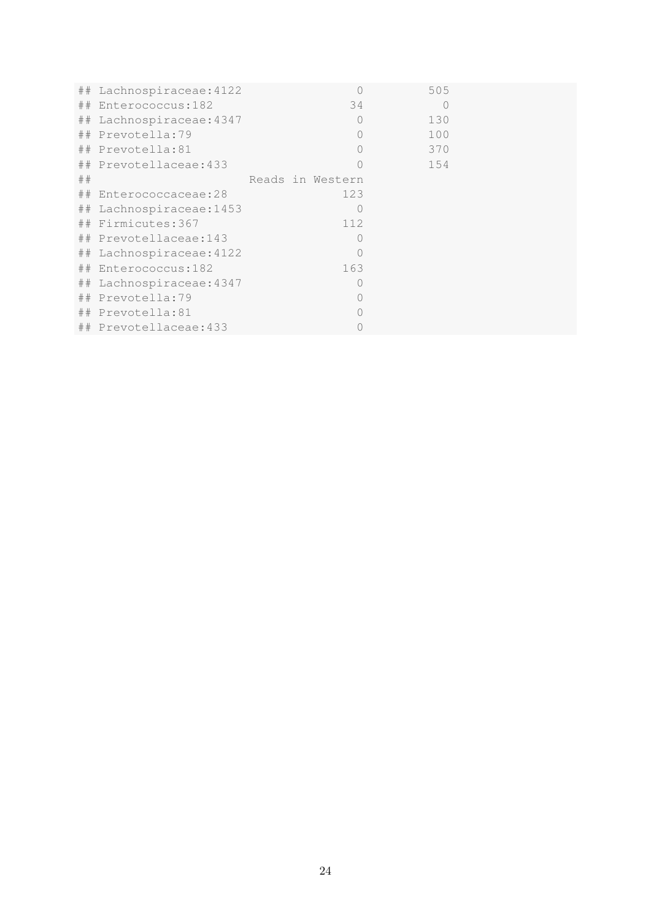```
## Lachnospiraceae:4122              0          505
## Enterococcus:182                 34            0
## Lachnospiraceae:4347              0          130
## Prevotella:79                     0          100
## Prevotella:81                     0          370
## Prevotellaceae:433                0          154
##                      Reads in Western
## Enterococcaceae:28              123
## Lachnospiraceae:1453              0
## Firmicutes:367                  112
## Prevotellaceae:143                0
## Lachnospiraceae:4122              0
## Enterococcus:182                163
## Lachnospiraceae:4347              0
## Prevotella:79                     0
## Prevotella:81                     0
## Prevotellaceae:433                0
```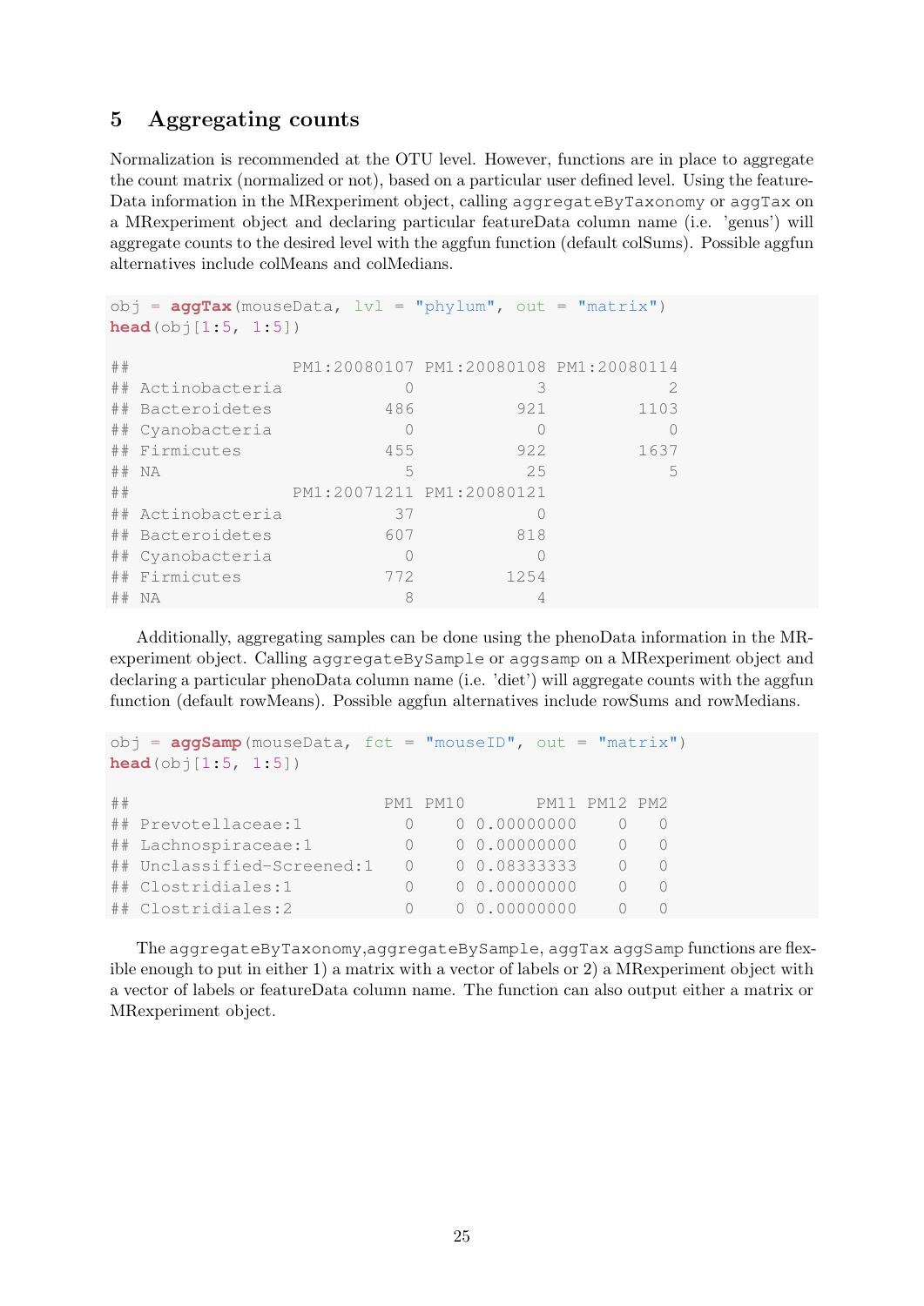# 5 Aggregating counts

Normalization is recommended at the OTU level. However, functions are in place to aggregate the count matrix (normalized or not), based on a particular user defined level. Using the featureData information in the MRexperiment object, calling `aggregateByTaxonomy` or `aggTax` on a MRexperiment object and declaring particular featureData column name (i.e. 'genus') will aggregate counts to the desired level with the aggfun function (default colSums). Possible aggfun alternatives include colMeans and colMedians.

```
obj = aggTax(mouseData, lvl = "phylum", out = "matrix")
head(obj[1:5, 1:5])

##                PM1:20080107 PM1:20080108 PM1:20080114
## Actinobacteria            0            3            2
## Bacteroidetes           486          921         1103
## Cyanobacteria             0            0            0
## Firmicutes              455          922         1637
## NA                        5           25            5
##                PM1:20071211 PM1:20080121
## Actinobacteria           37            0
## Bacteroidetes           607          818
## Cyanobacteria             0            0
## Firmicutes              772         1254
## NA                        8            4
```

Additionally, aggregating samples can be done using the phenoData information in the MRexperiment object. Calling `aggregateBySample` or `aggsamp` on a MRexperiment object and declaring a particular phenoData column name (i.e. 'diet') will aggregate counts with the aggfun function (default rowMeans). Possible aggfun alternatives include rowSums and rowMedians.

```
obj = aggSamp(mouseData, fct = "mouseID", out = "matrix")
head(obj[1:5, 1:5])

##                           PM1 PM10       PM11 PM12 PM2
## Prevotellaceae:1            0    0 0.00000000    0   0
## Lachnospiraceae:1           0    0 0.00000000    0   0
## Unclassified-Screened:1     0    0 0.08333333    0   0
## Clostridiales:1             0    0 0.00000000    0   0
## Clostridiales:2             0    0 0.00000000    0   0
```

The `aggregateByTaxonomy`,`aggregateBySample`, `aggTax` `aggSamp` functions are flexible enough to put in either 1) a matrix with a vector of labels or 2) a MRexperiment object with a vector of labels or featureData column name. The function can also output either a matrix or MRexperiment object.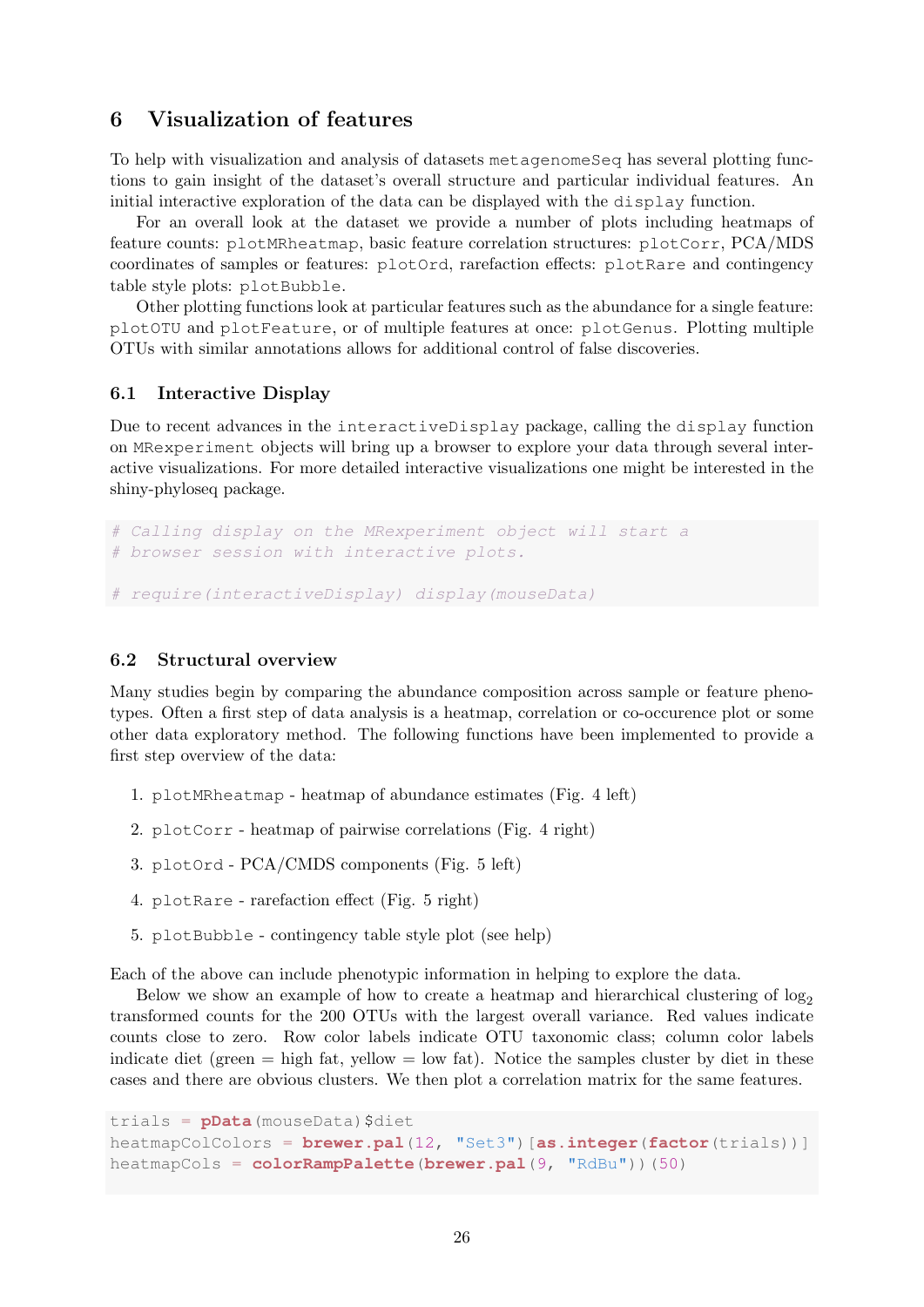# 6 Visualization of features

To help with visualization and analysis of datasets metagenomeSeq has several plotting functions to gain insight of the dataset's overall structure and particular individual features. An initial interactive exploration of the data can be displayed with the display function.

For an overall look at the dataset we provide a number of plots including heatmaps of feature counts: plotMRheatmap, basic feature correlation structures: plotCorr, PCA/MDS coordinates of samples or features: plotOrd, rarefaction effects: plotRare and contingency table style plots: plotBubble.

Other plotting functions look at particular features such as the abundance for a single feature: plotOTU and plotFeature, or of multiple features at once: plotGenus. Plotting multiple OTUs with similar annotations allows for additional control of false discoveries.

## 6.1 Interactive Display

Due to recent advances in the interactiveDisplay package, calling the display function on MRexperiment objects will bring up a browser to explore your data through several interactive visualizations. For more detailed interactive visualizations one might be interested in the shiny-phyloseq package.

```
# Calling display on the MRexperiment object will start a
# browser session with interactive plots.

# require(interactiveDisplay) display(mouseData)
```

## 6.2 Structural overview

Many studies begin by comparing the abundance composition across sample or feature phenotypes. Often a first step of data analysis is a heatmap, correlation or co-occurence plot or some other data exploratory method. The following functions have been implemented to provide a first step overview of the data:

1. plotMRheatmap - heatmap of abundance estimates (Fig. 4 left)
2. plotCorr - heatmap of pairwise correlations (Fig. 4 right)
3. plotOrd - PCA/CMDS components (Fig. 5 left)
4. plotRare - rarefaction effect (Fig. 5 right)
5. plotBubble - contingency table style plot (see help)

Each of the above can include phenotypic information in helping to explore the data.

Below we show an example of how to create a heatmap and hierarchical clustering of $\log_2$ transformed counts for the 200 OTUs with the largest overall variance. Red values indicate counts close to zero. Row color labels indicate OTU taxonomic class; column color labels indicate diet (green = high fat, yellow = low fat). Notice the samples cluster by diet in these cases and there are obvious clusters. We then plot a correlation matrix for the same features.

```
trials = pData(mouseData)$diet
heatmapColColors = brewer.pal(12, "Set3")[as.integer(factor(trials))]
heatmapCols = colorRampPalette(brewer.pal(9, "RdBu"))(50)
```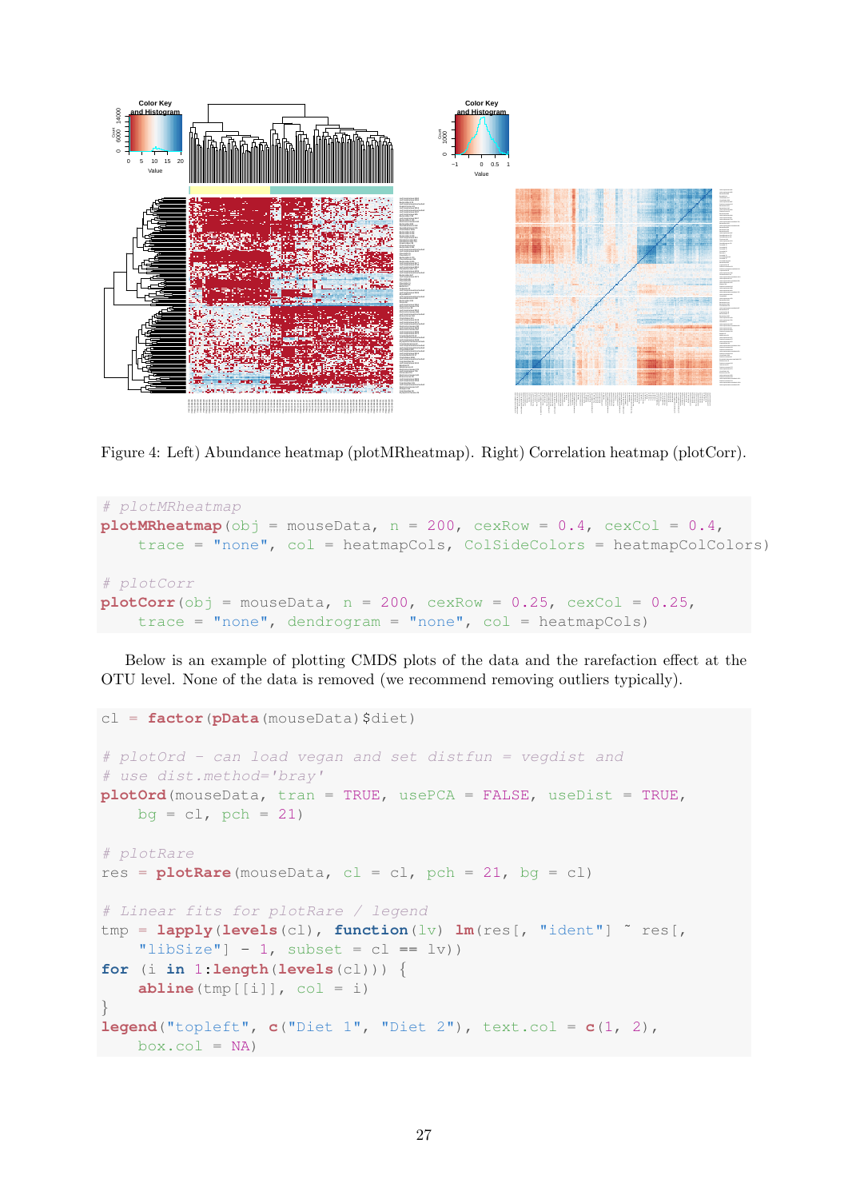Color Key and Histogram

Count

0 6000 14000

0 5 10 15 20

Value

Color Key and Histogram

Count

0 1000

−1 0 0.5 1

Value

Figure 4: Left) Abundance heatmap (plotMRheatmap). Right) Correlation heatmap (plotCorr).

```
# plotMRheatmap
plotMRheatmap(obj = mouseData, n = 200, cexRow = 0.4, cexCol = 0.4,
    trace = "none", col = heatmapCols, ColSideColors = heatmapColColors)

# plotCorr
plotCorr(obj = mouseData, n = 200, cexRow = 0.25, cexCol = 0.25,
    trace = "none", dendrogram = "none", col = heatmapCols)
```

Below is an example of plotting CMDS plots of the data and the rarefaction effect at the OTU level. None of the data is removed (we recommend removing outliers typically).

```
cl = factor(pData(mouseData)$diet)

# plotOrd - can load vegan and set distfun = vegdist and
# use dist.method='bray'
plotOrd(mouseData, tran = TRUE, usePCA = FALSE, useDist = TRUE,
    bg = cl, pch = 21)

# plotRare
res = plotRare(mouseData, cl = cl, pch = 21, bg = cl)

# Linear fits for plotRare / legend
tmp = lapply(levels(cl), function(lv) lm(res[, "ident"] ~ res[,
    "libSize"] - 1, subset = cl == lv))
for (i in 1:length(levels(cl))) {
    abline(tmp[[i]], col = i)
}
legend("topleft", c("Diet 1", "Diet 2"), text.col = c(1, 2),
    box.col = NA)
```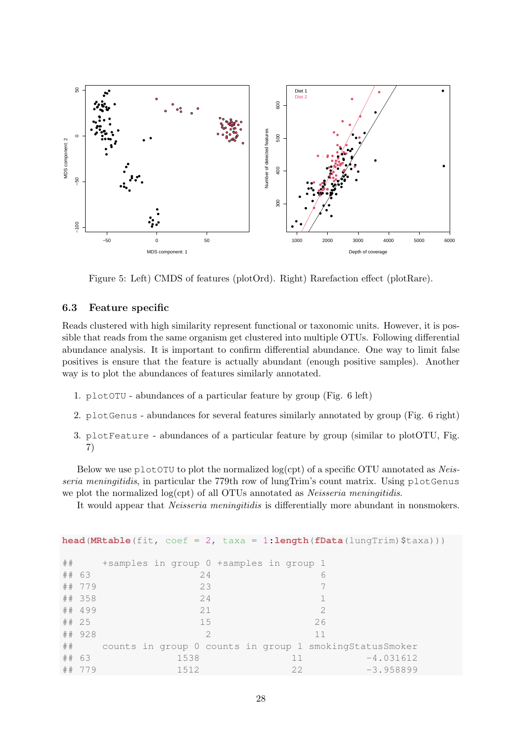Figure 5: Left) CMDS of features (plotOrd). Right) Rarefaction effect (plotRare).

### 6.3 Feature specific

Reads clustered with high similarity represent functional or taxonomic units. However, it is possible that reads from the same organism get clustered into multiple OTUs. Following differential abundance analysis. It is important to confirm differential abundance. One way to limit false positives is ensure that the feature is actually abundant (enough positive samples). Another way is to plot the abundances of features similarly annotated.

1. `plotOTU` - abundances of a particular feature by group (Fig. 6 left)
2. `plotGenus` - abundances for several features similarly annotated by group (Fig. 6 right)
3. `plotFeature` - abundances of a particular feature by group (similar to plotOTU, Fig. 7)

Below we use `plotOTU` to plot the normalized log(cpt) of a specific OTU annotated as *Neisseria meningitidis*, in particular the 779th row of lungTrim's count matrix. Using `plotGenus` we plot the normalized log(cpt) of all OTUs annotated as *Neisseria meningitidis*.

It would appear that *Neisseria meningitidis* is differentially more abundant in nonsmokers.

```
head(MRtable(fit, coef = 2, taxa = 1:length(fData(lungTrim)$taxa)))

##     +samples in group 0 +samples in group 1
## 63                   24                   6
## 779                  23                   7
## 358                  24                   1
## 499                  21                   2
## 25                   15                  26
## 928                   2                  11
##     counts in group 0 counts in group 1 smokingStatusSmoker
## 63               1538                11           -4.031612
## 779              1512                22           -3.958899
```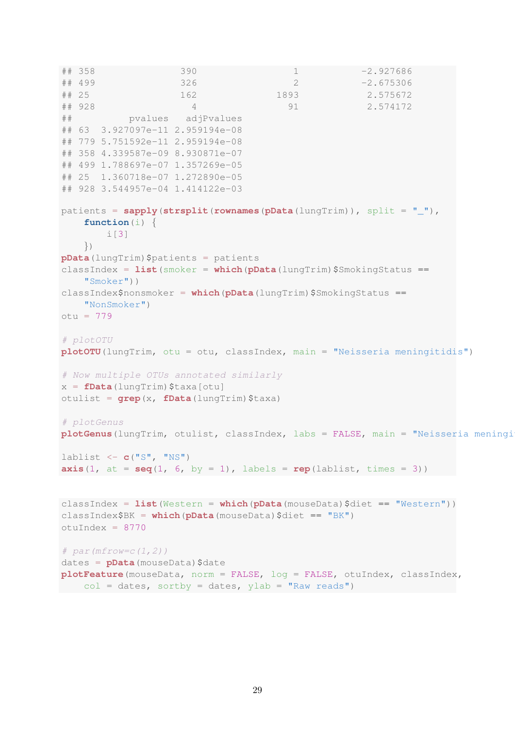```
## 358               390                 1           -2.927686
## 499               326                 2           -2.675306
## 25                162              1893            2.575672
## 928                 4                91            2.574172
##          pvalues   adjPvalues
## 63  3.927097e-11 2.959194e-08
## 779 5.751592e-11 2.959194e-08
## 358 4.339587e-09 8.930871e-07
## 499 1.788697e-07 1.357269e-05
## 25  1.360718e-07 1.272890e-05
## 928 3.544957e-04 1.414122e-03
```

```
patients = sapply(strsplit(rownames(pData(lungTrim)), split = "_"),
    function(i) {
        i[3]
    })
pData(lungTrim)$patients = patients
classIndex = list(smoker = which(pData(lungTrim)$SmokingStatus ==
    "Smoker"))
classIndex$nonsmoker = which(pData(lungTrim)$SmokingStatus ==
    "NonSmoker")
otu = 779

# plotOTU
plotOTU(lungTrim, otu = otu, classIndex, main = "Neisseria meningitidis")

# Now multiple OTUs annotated similarly
x = fData(lungTrim)$taxa[otu]
otulist = grep(x, fData(lungTrim)$taxa)

# plotGenus
plotGenus(lungTrim, otulist, classIndex, labs = FALSE, main = "Neisseria meningi

lablist <- c("S", "NS")
axis(1, at = seq(1, 6, by = 1), labels = rep(lablist, times = 3))
```

```
classIndex = list(Western = which(pData(mouseData)$diet == "Western"))
classIndex$BK = which(pData(mouseData)$diet == "BK")
otuIndex = 8770

# par(mfrow=c(1,2))
dates = pData(mouseData)$date
plotFeature(mouseData, norm = FALSE, log = FALSE, otuIndex, classIndex,
    col = dates, sortby = dates, ylab = "Raw reads")
```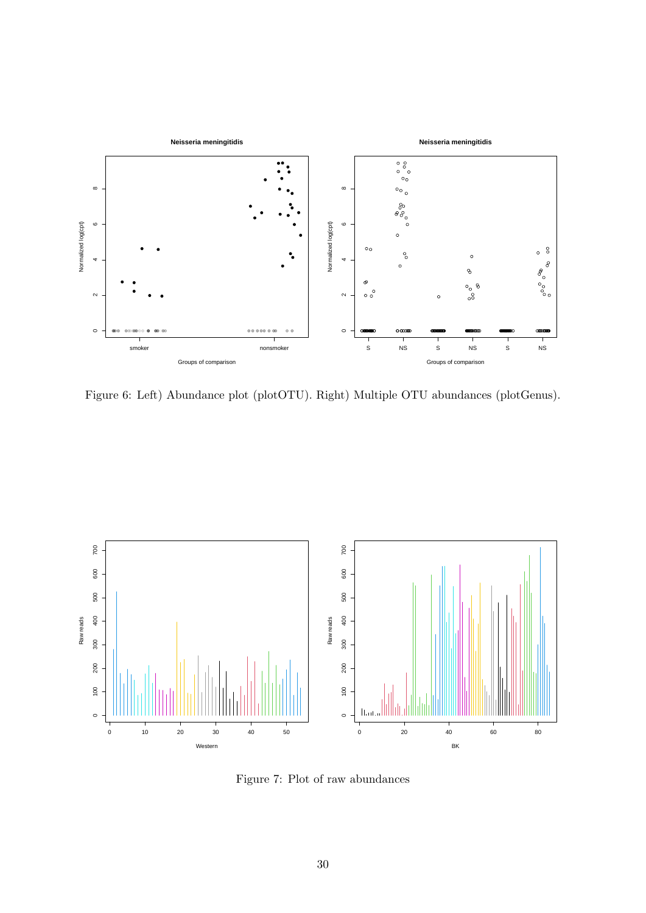Neisseria meningitidis

Normalized log(cpt)

0
2
4
6
8

smoker
nonsmoker

Groups of comparison

Neisseria meningitidis

Normalized log(cpt)

0
2
4
6
8

S
NS
S
NS
S
NS

Groups of comparison

Figure 6: Left) Abundance plot (plotOTU). Right) Multiple OTU abundances (plotGenus).

Raw reads

0
100
200
300
400
500
600
700

0
10
20
30
40
50

Western

Raw reads

0
100
200
300
400
500
600
700

0
20
40
60
80

BK

Figure 7: Plot of raw abundances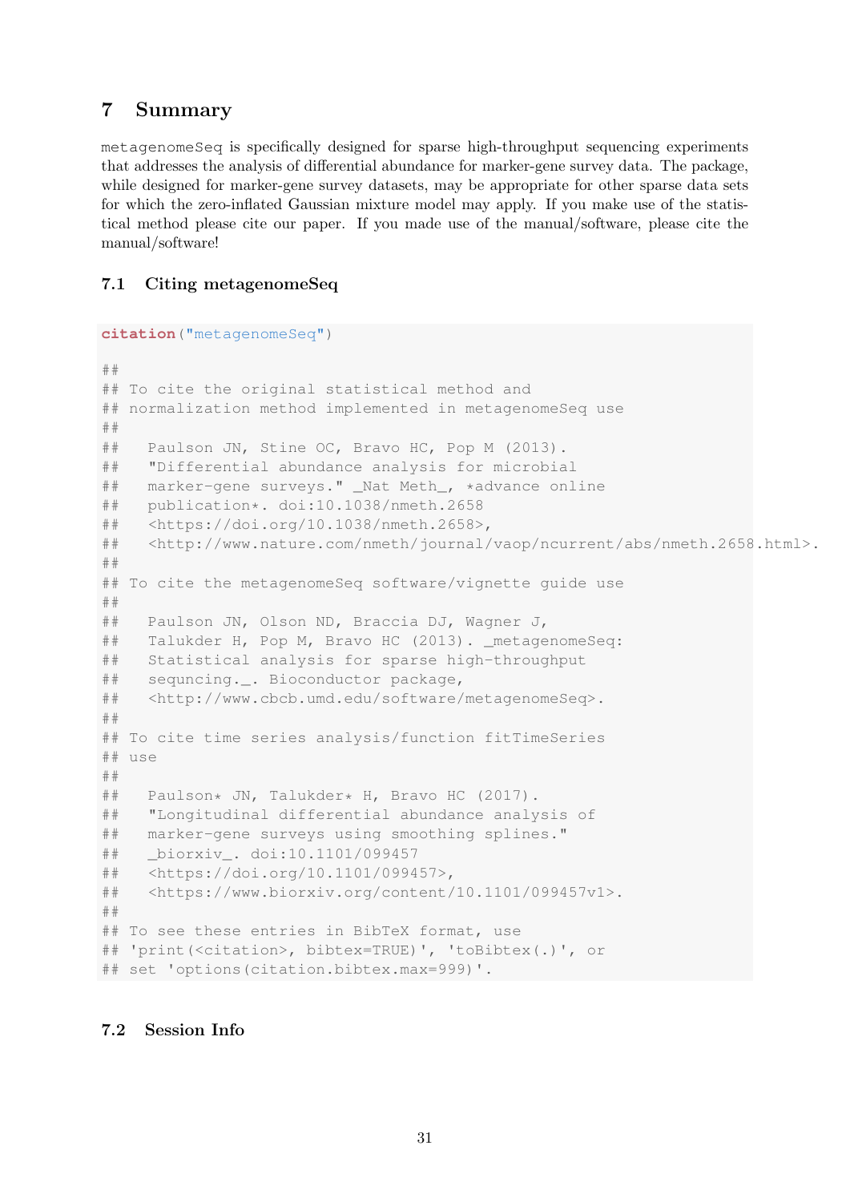# 7 Summary

metagenomeSeq is specifically designed for sparse high-throughput sequencing experiments that addresses the analysis of differential abundance for marker-gene survey data. The package, while designed for marker-gene survey datasets, may be appropriate for other sparse data sets for which the zero-inflated Gaussian mixture model may apply. If you make use of the statistical method please cite our paper. If you made use of the manual/software, please cite the manual/software!

## 7.1 Citing metagenomeSeq

```
citation("metagenomeSeq")

##
## To cite the original statistical method and
## normalization method implemented in metagenomeSeq use
##
##   Paulson JN, Stine OC, Bravo HC, Pop M (2013).
##   "Differential abundance analysis for microbial
##   marker-gene surveys." _Nat Meth_, *advance online
##   publication*. doi:10.1038/nmeth.2658
##   <https://doi.org/10.1038/nmeth.2658>,
##   <http://www.nature.com/nmeth/journal/vaop/ncurrent/abs/nmeth.2658.html>.
##
## To cite the metagenomeSeq software/vignette guide use
##
##   Paulson JN, Olson ND, Braccia DJ, Wagner J,
##   Talukder H, Pop M, Bravo HC (2013). _metagenomeSeq:
##   Statistical analysis for sparse high-throughput
##   sequncing._. Bioconductor package,
##   <http://www.cbcb.umd.edu/software/metagenomeSeq>.
##
## To cite time series analysis/function fitTimeSeries
## use
##
##   Paulson* JN, Talukder* H, Bravo HC (2017).
##   "Longitudinal differential abundance analysis of
##   marker-gene surveys using smoothing splines."
##   _biorxiv_. doi:10.1101/099457
##   <https://doi.org/10.1101/099457>,
##   <https://www.biorxiv.org/content/10.1101/099457v1>.
##
## To see these entries in BibTeX format, use
## 'print(<citation>, bibtex=TRUE)', 'toBibtex(.)', or
## set 'options(citation.bibtex.max=999)'.
```

## 7.2 Session Info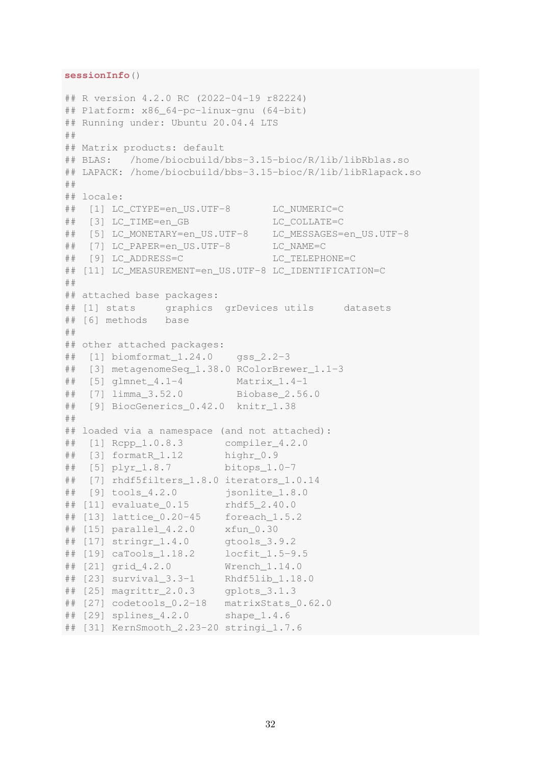```r
sessionInfo()

## R version 4.2.0 RC (2022-04-19 r82224)
## Platform: x86_64-pc-linux-gnu (64-bit)
## Running under: Ubuntu 20.04.4 LTS
##
## Matrix products: default
## BLAS:   /home/biocbuild/bbs-3.15-bioc/R/lib/libRblas.so
## LAPACK: /home/biocbuild/bbs-3.15-bioc/R/lib/libRlapack.so
##
## locale:
##  [1] LC_CTYPE=en_US.UTF-8       LC_NUMERIC=C
##  [3] LC_TIME=en_GB              LC_COLLATE=C
##  [5] LC_MONETARY=en_US.UTF-8    LC_MESSAGES=en_US.UTF-8
##  [7] LC_PAPER=en_US.UTF-8       LC_NAME=C
##  [9] LC_ADDRESS=C               LC_TELEPHONE=C
## [11] LC_MEASUREMENT=en_US.UTF-8 LC_IDENTIFICATION=C
##
## attached base packages:
## [1] stats     graphics  grDevices utils     datasets
## [6] methods   base
##
## other attached packages:
##  [1] biomformat_1.24.0    gss_2.2-3
##  [3] metagenomeSeq_1.38.0 RColorBrewer_1.1-3
##  [5] glmnet_4.1-4         Matrix_1.4-1
##  [7] limma_3.52.0         Biobase_2.56.0
##  [9] BiocGenerics_0.42.0  knitr_1.38
##
## loaded via a namespace (and not attached):
##  [1] Rcpp_1.0.8.3       compiler_4.2.0
##  [3] formatR_1.12       highr_0.9
##  [5] plyr_1.8.7         bitops_1.0-7
##  [7] rhdf5filters_1.8.0 iterators_1.0.14
##  [9] tools_4.2.0        jsonlite_1.8.0
## [11] evaluate_0.15      rhdf5_2.40.0
## [13] lattice_0.20-45    foreach_1.5.2
## [15] parallel_4.2.0     xfun_0.30
## [17] stringr_1.4.0      gtools_3.9.2
## [19] caTools_1.18.2     locfit_1.5-9.5
## [21] grid_4.2.0         Wrench_1.14.0
## [23] survival_3.3-1     Rhdf5lib_1.18.0
## [25] magrittr_2.0.3     gplots_3.1.3
## [27] codetools_0.2-18   matrixStats_0.62.0
## [29] splines_4.2.0      shape_1.4.6
## [31] KernSmooth_2.23-20 stringi_1.7.6
```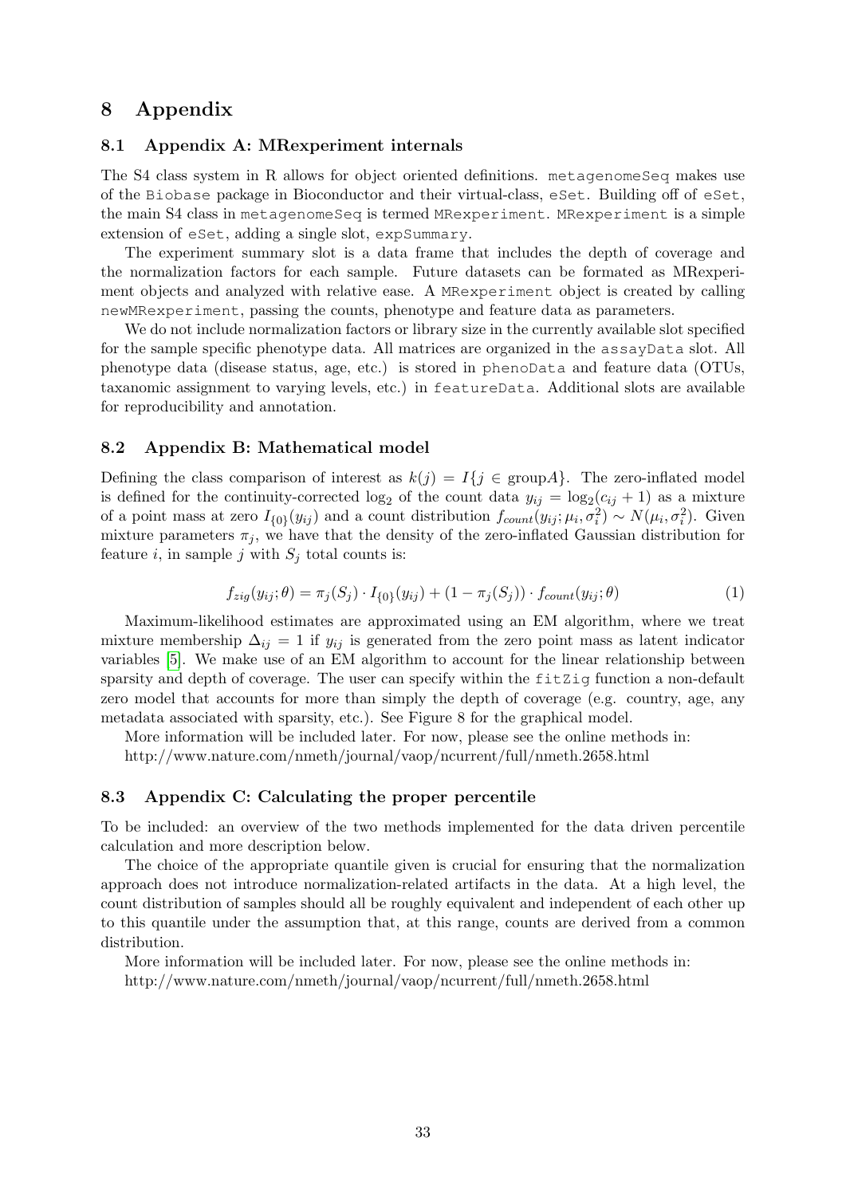# 8 Appendix

## 8.1 Appendix A: MRexperiment internals

The S4 class system in R allows for object oriented definitions. `metagenomeSeq` makes use of the `Biobase` package in Bioconductor and their virtual-class, `eSet`. Building off of `eSet`, the main S4 class in `metagenomeSeq` is termed `MRexperiment`. `MRexperiment` is a simple extension of `eSet`, adding a single slot, `expSummary`.

The experiment summary slot is a data frame that includes the depth of coverage and the normalization factors for each sample. Future datasets can be formated as MRexperiment objects and analyzed with relative ease. A `MRexperiment` object is created by calling `newMRexperiment`, passing the counts, phenotype and feature data as parameters.

We do not include normalization factors or library size in the currently available slot specified for the sample specific phenotype data. All matrices are organized in the `assayData` slot. All phenotype data (disease status, age, etc.) is stored in `phenoData` and feature data (OTUs, taxanomic assignment to varying levels, etc.) in `featureData`. Additional slots are available for reproducibility and annotation.

## 8.2 Appendix B: Mathematical model

Defining the class comparison of interest as $k(j) = I\{j \in \text{group}A\}$. The zero-inflated model is defined for the continuity-corrected $\log_2$ of the count data $y_{ij} = \log_2(c_{ij} + 1)$ as a mixture of a point mass at zero $I_{\{0\}}(y_{ij})$ and a count distribution $f_{count}(y_{ij}; \mu_i, \sigma_i^2) \sim N(\mu_i, \sigma_i^2)$. Given mixture parameters $\pi_j$, we have that the density of the zero-inflated Gaussian distribution for feature $i$, in sample $j$ with $S_j$ total counts is:

$$f_{zig}(y_{ij}; \theta) = \pi_j(S_j) \cdot I_{\{0\}}(y_{ij}) + (1 - \pi_j(S_j)) \cdot f_{count}(y_{ij}; \theta) \tag{1}$$

Maximum-likelihood estimates are approximated using an EM algorithm, where we treat mixture membership $\Delta_{ij} = 1$ if $y_{ij}$ is generated from the zero point mass as latent indicator variables [5]. We make use of an EM algorithm to account for the linear relationship between sparsity and depth of coverage. The user can specify within the `fitZig` function a non-default zero model that accounts for more than simply the depth of coverage (e.g. country, age, any metadata associated with sparsity, etc.). See Figure 8 for the graphical model.

More information will be included later. For now, please see the online methods in:
http://www.nature.com/nmeth/journal/vaop/ncurrent/full/nmeth.2658.html

## 8.3 Appendix C: Calculating the proper percentile

To be included: an overview of the two methods implemented for the data driven percentile calculation and more description below.

The choice of the appropriate quantile given is crucial for ensuring that the normalization approach does not introduce normalization-related artifacts in the data. At a high level, the count distribution of samples should all be roughly equivalent and independent of each other up to this quantile under the assumption that, at this range, counts are derived from a common distribution.

More information will be included later. For now, please see the online methods in:
http://www.nature.com/nmeth/journal/vaop/ncurrent/full/nmeth.2658.html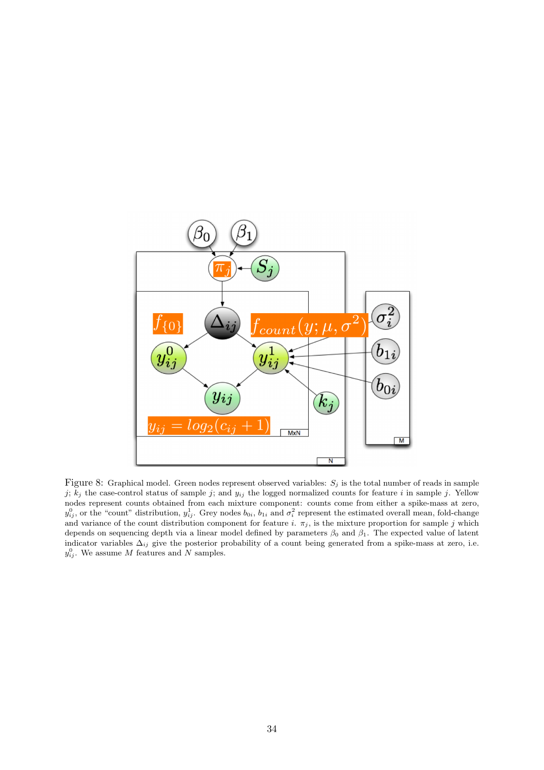$\beta_0$

$\beta_1$

$\pi_j$

$S_j$

$f_{\{0\}}$

$\Delta_{ij}$

$f_{count}(y; \mu, \sigma^2)$

$\sigma_i^2$

$y_{ij}^0$

$y_{ij}^1$

$b_{1i}$

$b_{0i}$

$y_{ij}$

$k_j$

$y_{ij} = log_2(c_{ij} + 1)$

MxN

M

N

Figure 8: Graphical model. Green nodes represent observed variables: $S_j$ is the total number of reads in sample $j$; $k_j$ the case-control status of sample $j$; and $y_{ij}$ the logged normalized counts for feature $i$ in sample $j$. Yellow nodes represent counts obtained from each mixture component: counts come from either a spike-mass at zero, $y_{ij}^0$, or the "count" distribution, $y_{ij}^1$. Grey nodes $b_{0i}$, $b_{1i}$ and $\sigma_i^2$ represent the estimated overall mean, fold-change and variance of the count distribution component for feature $i$. $\pi_j$, is the mixture proportion for sample $j$ which depends on sequencing depth via a linear model defined by parameters $\beta_0$ and $\beta_1$. The expected value of latent indicator variables $\Delta_{ij}$ give the posterior probability of a count being generated from a spike-mass at zero, i.e. $y_{ij}^0$. We assume $M$ features and $N$ samples.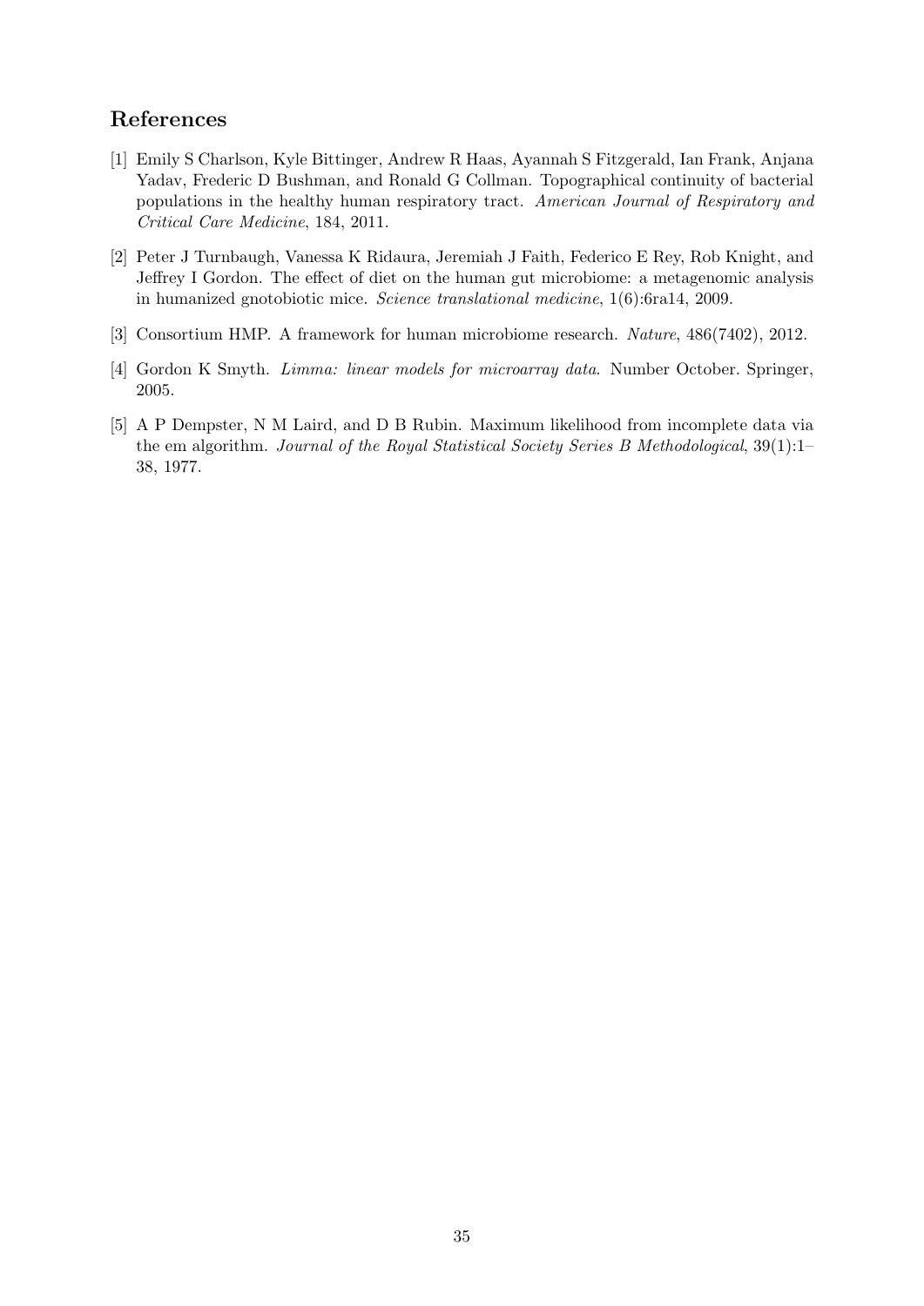## References

[1] Emily S Charlson, Kyle Bittinger, Andrew R Haas, Ayannah S Fitzgerald, Ian Frank, Anjana Yadav, Frederic D Bushman, and Ronald G Collman. Topographical continuity of bacterial populations in the healthy human respiratory tract. *American Journal of Respiratory and Critical Care Medicine*, 184, 2011.

[2] Peter J Turnbaugh, Vanessa K Ridaura, Jeremiah J Faith, Federico E Rey, Rob Knight, and Jeffrey I Gordon. The effect of diet on the human gut microbiome: a metagenomic analysis in humanized gnotobiotic mice. *Science translational medicine*, 1(6):6ra14, 2009.

[3] Consortium HMP. A framework for human microbiome research. *Nature*, 486(7402), 2012.

[4] Gordon K Smyth. *Limma: linear models for microarray data*. Number October. Springer, 2005.

[5] A P Dempster, N M Laird, and D B Rubin. Maximum likelihood from incomplete data via the em algorithm. *Journal of the Royal Statistical Society Series B Methodological*, 39(1):1–38, 1977.